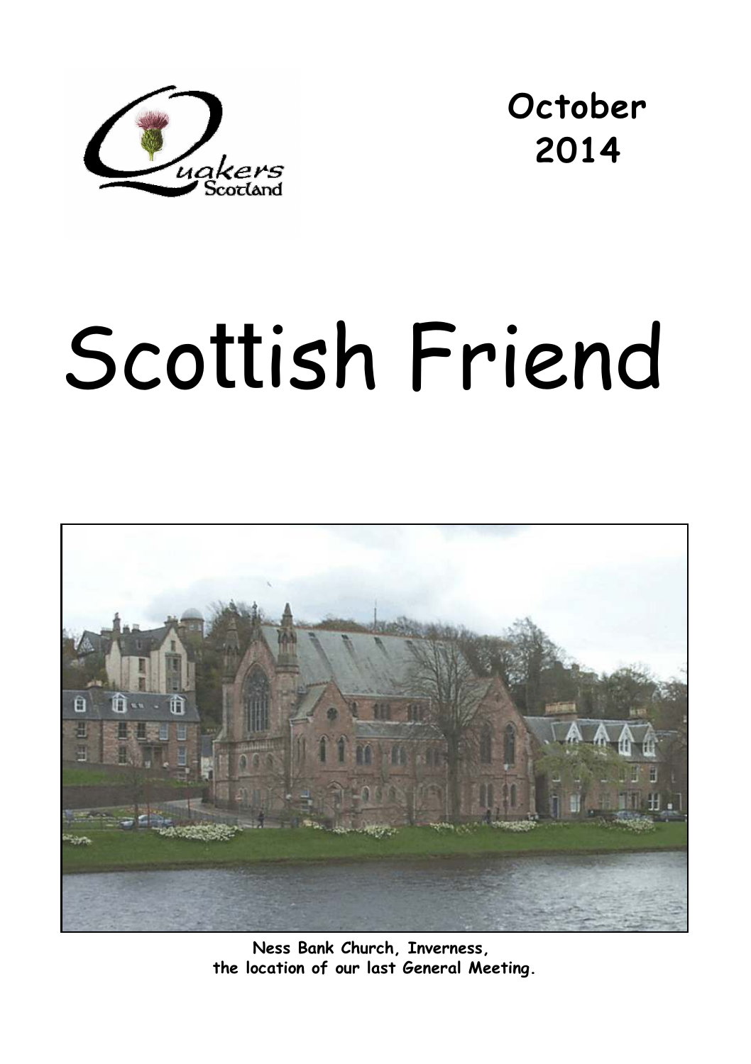Quakers Scotland

**October 2014**

# Scottish Friend

**Ness Bank Church, Inverness, the location of our last General Meeting.**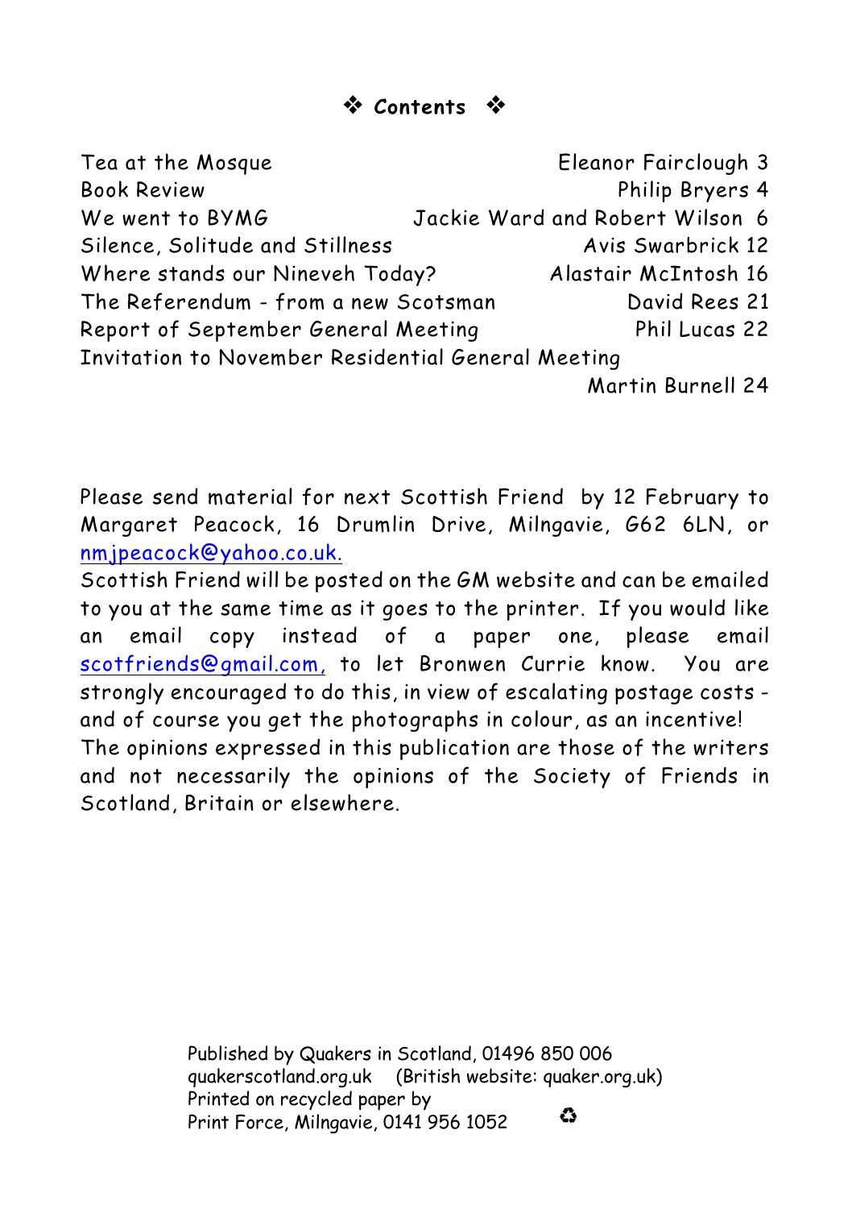# ❖ Contents ❖

| | |
|---|---|
| Tea at the Mosque | Eleanor Fairclough 3 |
| Book Review | Philip Bryers 4 |
| We went to BYMG | Jackie Ward and Robert Wilson 6 |
| Silence, Solitude and Stillness | Avis Swarbrick 12 |
| Where stands our Nineveh Today? | Alastair McIntosh 16 |
| The Referendum - from a new Scotsman | David Rees 21 |
| Report of September General Meeting | Phil Lucas 22 |
| Invitation to November Residential General Meeting | Martin Burnell 24 |

Please send material for next Scottish Friend by 12 February to Margaret Peacock, 16 Drumlin Drive, Milngavie, G62 6LN, or nmjpeacock@yahoo.co.uk.

Scottish Friend will be posted on the GM website and can be emailed to you at the same time as it goes to the printer. If you would like an email copy instead of a paper one, please email scotfriends@gmail.com, to let Bronwen Currie know. You are strongly encouraged to do this, in view of escalating postage costs - and of course you get the photographs in colour, as an incentive!

The opinions expressed in this publication are those of the writers and not necessarily the opinions of the Society of Friends in Scotland, Britain or elsewhere.

Published by Quakers in Scotland, 01496 850 006
quakerscotland.org.uk (British website: quaker.org.uk)
Printed on recycled paper by
Print Force, Milngavie, 0141 956 1052 ♻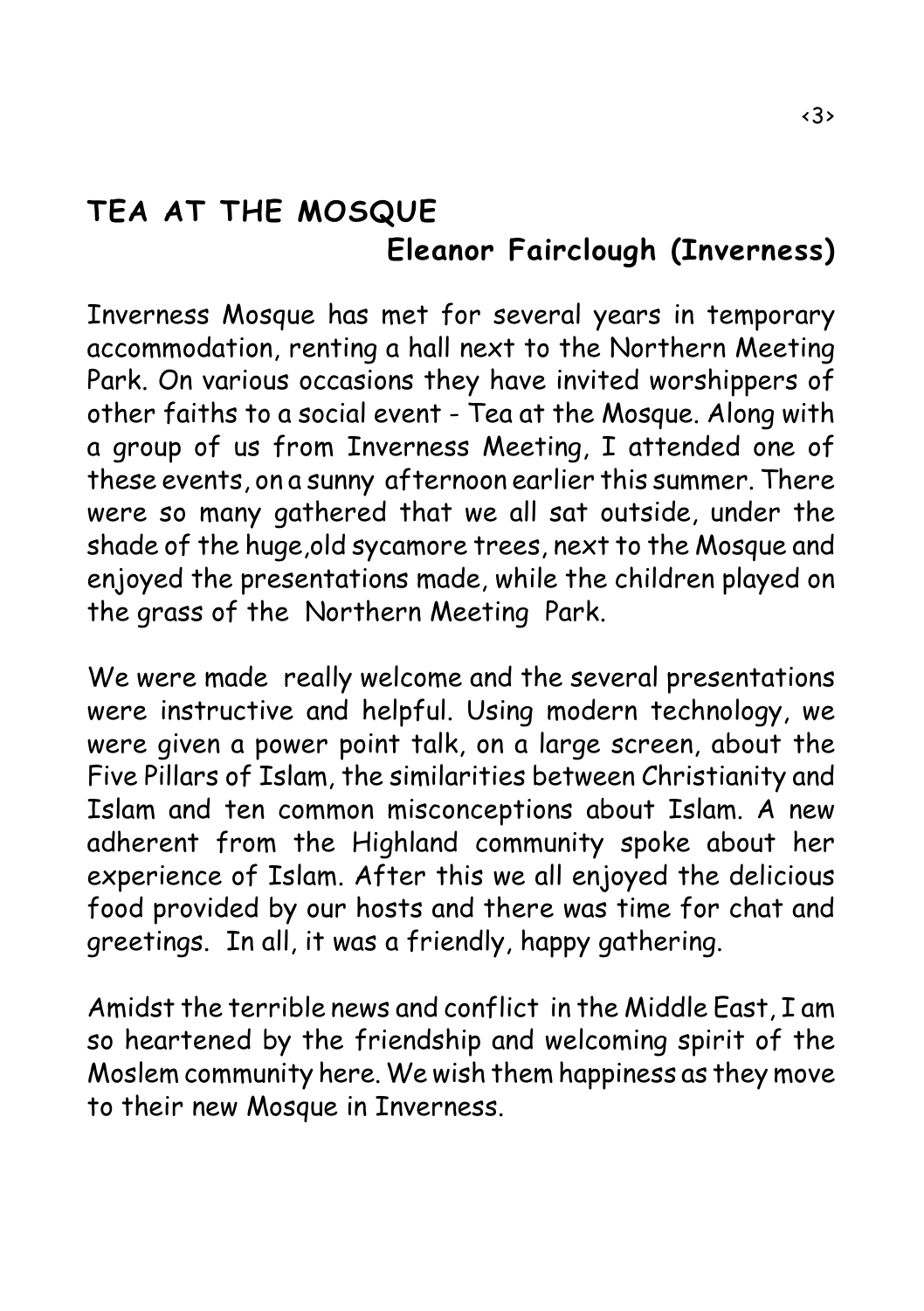## TEA AT THE MOSQUE

**Eleanor Fairclough (Inverness)**

Inverness Mosque has met for several years in temporary accommodation, renting a hall next to the Northern Meeting Park. On various occasions they have invited worshippers of other faiths to a social event - Tea at the Mosque. Along with a group of us from Inverness Meeting, I attended one of these events, on a sunny afternoon earlier this summer. There were so many gathered that we all sat outside, under the shade of the huge,old sycamore trees, next to the Mosque and enjoyed the presentations made, while the children played on the grass of the Northern Meeting Park.

We were made really welcome and the several presentations were instructive and helpful. Using modern technology, we were given a power point talk, on a large screen, about the Five Pillars of Islam, the similarities between Christianity and Islam and ten common misconceptions about Islam. A new adherent from the Highland community spoke about her experience of Islam. After this we all enjoyed the delicious food provided by our hosts and there was time for chat and greetings. In all, it was a friendly, happy gathering.

Amidst the terrible news and conflict in the Middle East, I am so heartened by the friendship and welcoming spirit of the Moslem community here. We wish them happiness as they move to their new Mosque in Inverness.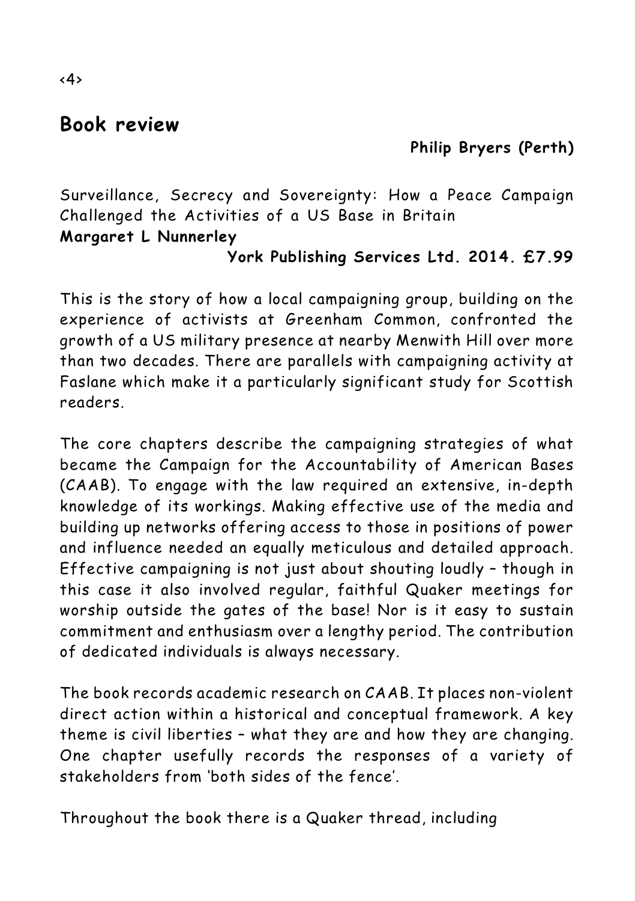## Book review

**Philip Bryers (Perth)**

Surveillance, Secrecy and Sovereignty: How a Peace Campaign Challenged the Activities of a US Base in Britain
**Margaret L Nunnerley**
**York Publishing Services Ltd. 2014. £7.99**

This is the story of how a local campaigning group, building on the experience of activists at Greenham Common, confronted the growth of a US military presence at nearby Menwith Hill over more than two decades. There are parallels with campaigning activity at Faslane which make it a particularly significant study for Scottish readers.

The core chapters describe the campaigning strategies of what became the Campaign for the Accountability of American Bases (CAAB). To engage with the law required an extensive, in-depth knowledge of its workings. Making effective use of the media and building up networks offering access to those in positions of power and influence needed an equally meticulous and detailed approach. Effective campaigning is not just about shouting loudly – though in this case it also involved regular, faithful Quaker meetings for worship outside the gates of the base! Nor is it easy to sustain commitment and enthusiasm over a lengthy period. The contribution of dedicated individuals is always necessary.

The book records academic research on CAAB. It places non-violent direct action within a historical and conceptual framework. A key theme is civil liberties – what they are and how they are changing. One chapter usefully records the responses of a variety of stakeholders from 'both sides of the fence'.

Throughout the book there is a Quaker thread, including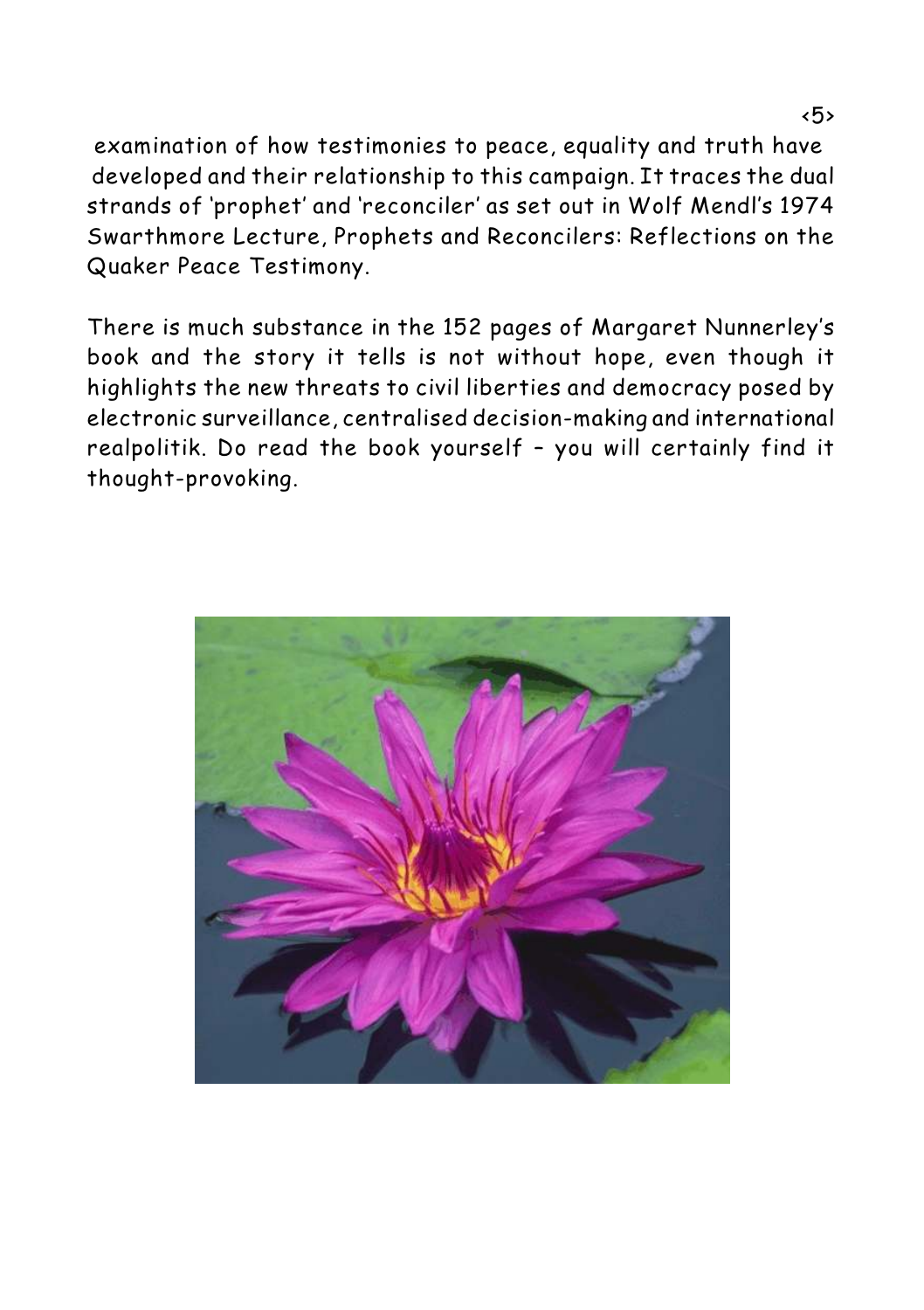examination of how testimonies to peace, equality and truth have developed and their relationship to this campaign. It traces the dual strands of 'prophet' and 'reconciler' as set out in Wolf Mendl's 1974 Swarthmore Lecture, Prophets and Reconcilers: Reflections on the Quaker Peace Testimony.

There is much substance in the 152 pages of Margaret Nunnerley's book and the story it tells is not without hope, even though it highlights the new threats to civil liberties and democracy posed by electronic surveillance, centralised decision-making and international realpolitik. Do read the book yourself – you will certainly find it thought-provoking.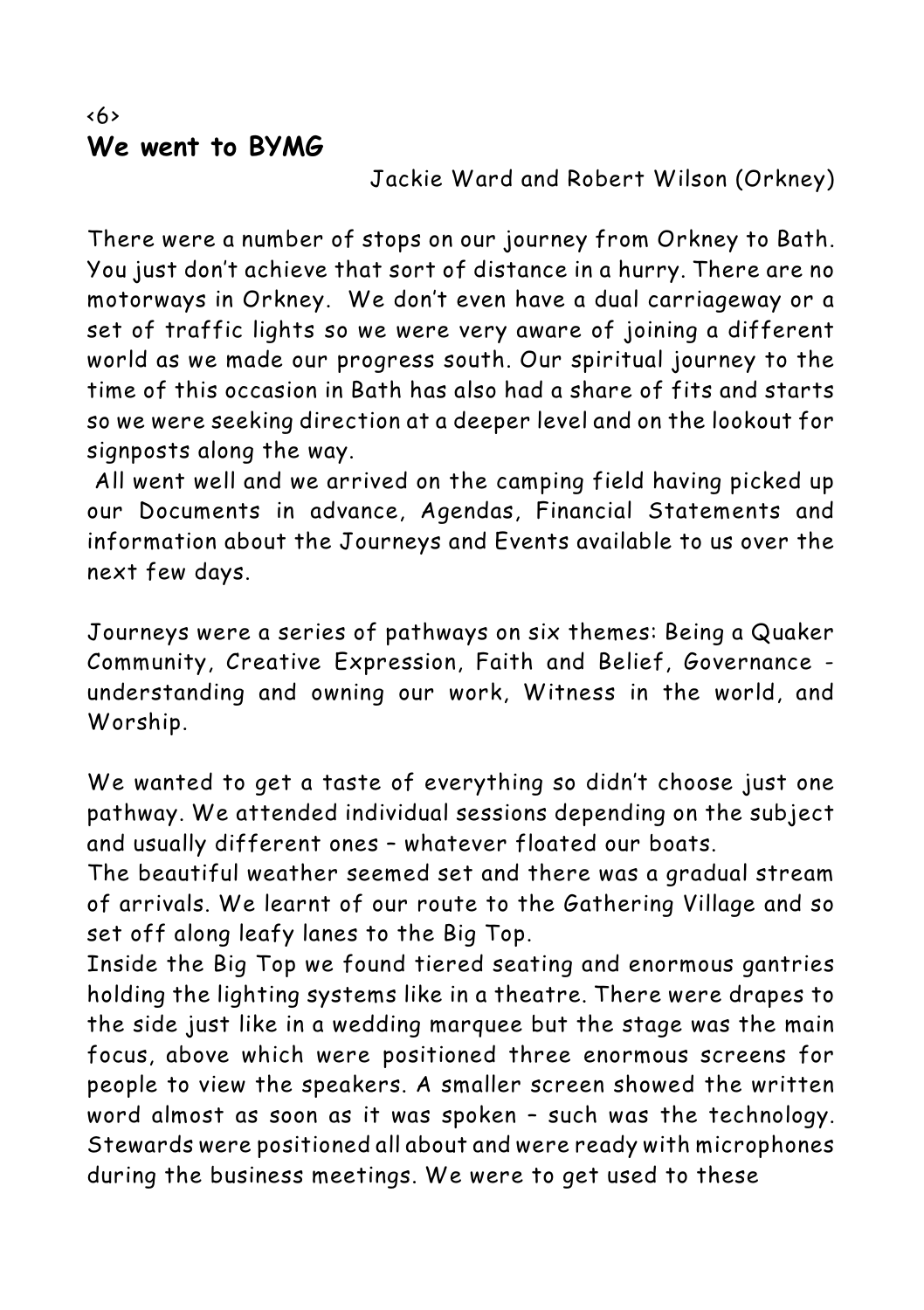<6>

## We went to BYMG

Jackie Ward and Robert Wilson (Orkney)

There were a number of stops on our journey from Orkney to Bath. You just don't achieve that sort of distance in a hurry. There are no motorways in Orkney. We don't even have a dual carriageway or a set of traffic lights so we were very aware of joining a different world as we made our progress south. Our spiritual journey to the time of this occasion in Bath has also had a share of fits and starts so we were seeking direction at a deeper level and on the lookout for signposts along the way.

All went well and we arrived on the camping field having picked up our Documents in advance, Agendas, Financial Statements and information about the Journeys and Events available to us over the next few days.

Journeys were a series of pathways on six themes: Being a Quaker Community, Creative Expression, Faith and Belief, Governance - understanding and owning our work, Witness in the world, and Worship.

We wanted to get a taste of everything so didn't choose just one pathway. We attended individual sessions depending on the subject and usually different ones – whatever floated our boats.

The beautiful weather seemed set and there was a gradual stream of arrivals. We learnt of our route to the Gathering Village and so set off along leafy lanes to the Big Top.

Inside the Big Top we found tiered seating and enormous gantries holding the lighting systems like in a theatre. There were drapes to the side just like in a wedding marquee but the stage was the main focus, above which were positioned three enormous screens for people to view the speakers. A smaller screen showed the written word almost as soon as it was spoken – such was the technology. Stewards were positioned all about and were ready with microphones during the business meetings. We were to get used to these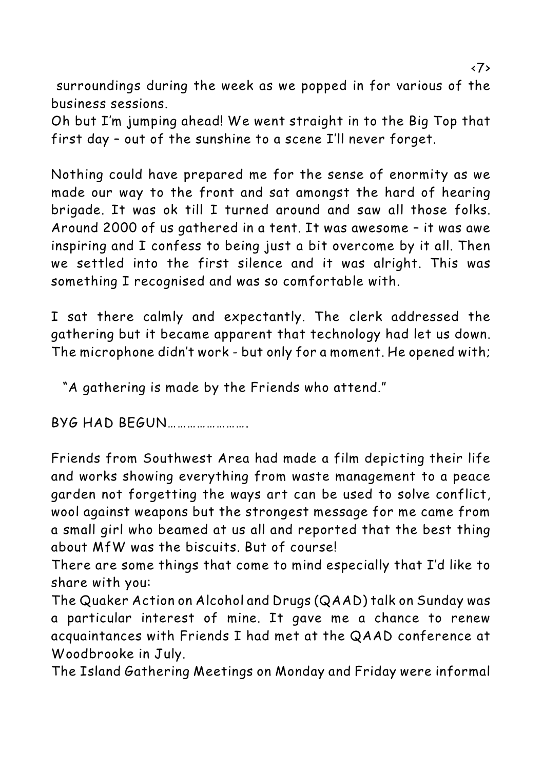surroundings during the week as we popped in for various of the business sessions.

Oh but I'm jumping ahead! We went straight in to the Big Top that first day – out of the sunshine to a scene I'll never forget.

Nothing could have prepared me for the sense of enormity as we made our way to the front and sat amongst the hard of hearing brigade. It was ok till I turned around and saw all those folks. Around 2000 of us gathered in a tent. It was awesome – it was awe inspiring and I confess to being just a bit overcome by it all. Then we settled into the first silence and it was alright. This was something I recognised and was so comfortable with.

I sat there calmly and expectantly. The clerk addressed the gathering but it became apparent that technology had let us down. The microphone didn't work - but only for a moment. He opened with;

"A gathering is made by the Friends who attend."

BYG HAD BEGUN…………………….

Friends from Southwest Area had made a film depicting their life and works showing everything from waste management to a peace garden not forgetting the ways art can be used to solve conflict, wool against weapons but the strongest message for me came from a small girl who beamed at us all and reported that the best thing about MfW was the biscuits. But of course!

There are some things that come to mind especially that I'd like to share with you:

The Quaker Action on Alcohol and Drugs (QAAD) talk on Sunday was a particular interest of mine. It gave me a chance to renew acquaintances with Friends I had met at the QAAD conference at Woodbrooke in July.

The Island Gathering Meetings on Monday and Friday were informal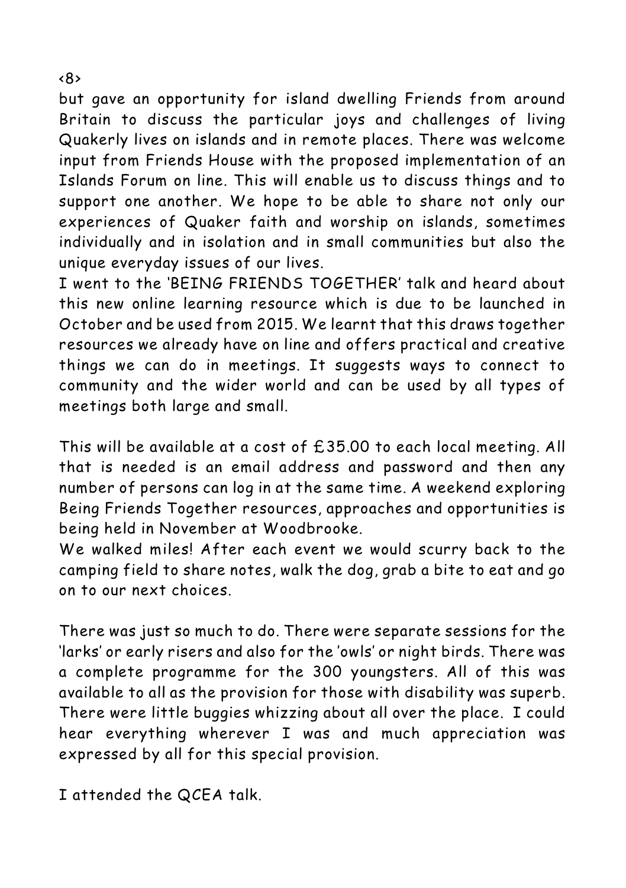but gave an opportunity for island dwelling Friends from around Britain to discuss the particular joys and challenges of living Quakerly lives on islands and in remote places. There was welcome input from Friends House with the proposed implementation of an Islands Forum on line. This will enable us to discuss things and to support one another. We hope to be able to share not only our experiences of Quaker faith and worship on islands, sometimes individually and in isolation and in small communities but also the unique everyday issues of our lives.

I went to the 'BEING FRIENDS TOGETHER' talk and heard about this new online learning resource which is due to be launched in October and be used from 2015. We learnt that this draws together resources we already have on line and offers practical and creative things we can do in meetings. It suggests ways to connect to community and the wider world and can be used by all types of meetings both large and small.

This will be available at a cost of £35.00 to each local meeting. All that is needed is an email address and password and then any number of persons can log in at the same time. A weekend exploring Being Friends Together resources, approaches and opportunities is being held in November at Woodbrooke.

We walked miles! After each event we would scurry back to the camping field to share notes, walk the dog, grab a bite to eat and go on to our next choices.

There was just so much to do. There were separate sessions for the 'larks' or early risers and also for the 'owls' or night birds. There was a complete programme for the 300 youngsters. All of this was available to all as the provision for those with disability was superb. There were little buggies whizzing about all over the place. I could hear everything wherever I was and much appreciation was expressed by all for this special provision.

I attended the QCEA talk.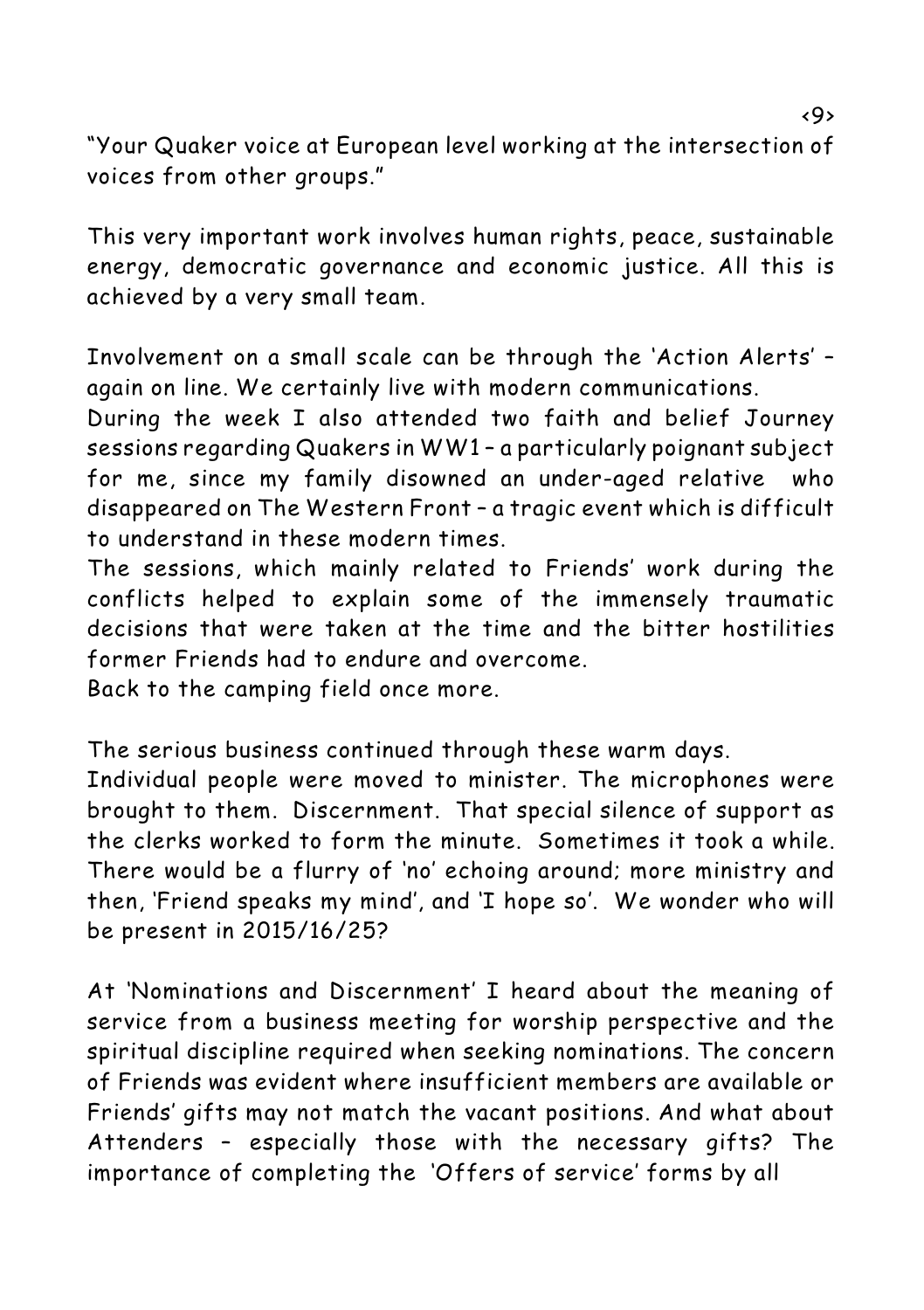"Your Quaker voice at European level working at the intersection of voices from other groups."

This very important work involves human rights, peace, sustainable energy, democratic governance and economic justice. All this is achieved by a very small team.

Involvement on a small scale can be through the 'Action Alerts' – again on line. We certainly live with modern communications.
During the week I also attended two faith and belief Journey sessions regarding Quakers in WW1 – a particularly poignant subject for me, since my family disowned an under-aged relative who disappeared on The Western Front – a tragic event which is difficult to understand in these modern times.
The sessions, which mainly related to Friends' work during the conflicts helped to explain some of the immensely traumatic decisions that were taken at the time and the bitter hostilities former Friends had to endure and overcome.
Back to the camping field once more.

The serious business continued through these warm days.
Individual people were moved to minister. The microphones were brought to them. Discernment. That special silence of support as the clerks worked to form the minute. Sometimes it took a while. There would be a flurry of 'no' echoing around; more ministry and then, 'Friend speaks my mind', and 'I hope so'. We wonder who will be present in 2015/16/25?

At 'Nominations and Discernment' I heard about the meaning of service from a business meeting for worship perspective and the spiritual discipline required when seeking nominations. The concern of Friends was evident where insufficient members are available or Friends' gifts may not match the vacant positions. And what about Attenders – especially those with the necessary gifts? The importance of completing the 'Offers of service' forms by all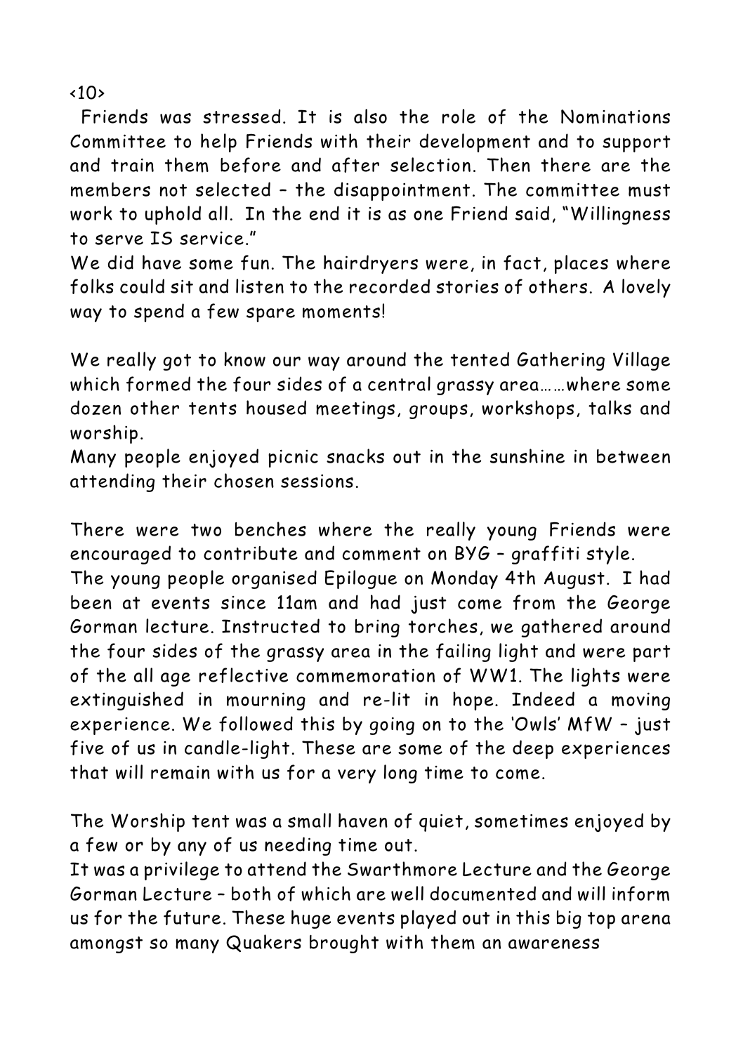Friends was stressed. It is also the role of the Nominations Committee to help Friends with their development and to support and train them before and after selection. Then there are the members not selected – the disappointment. The committee must work to uphold all. In the end it is as one Friend said, "Willingness to serve IS service."

We did have some fun. The hairdryers were, in fact, places where folks could sit and listen to the recorded stories of others. A lovely way to spend a few spare moments!

We really got to know our way around the tented Gathering Village which formed the four sides of a central grassy area……where some dozen other tents housed meetings, groups, workshops, talks and worship.

Many people enjoyed picnic snacks out in the sunshine in between attending their chosen sessions.

There were two benches where the really young Friends were encouraged to contribute and comment on BYG – graffiti style.

The young people organised Epilogue on Monday 4th August. I had been at events since 11am and had just come from the George Gorman lecture. Instructed to bring torches, we gathered around the four sides of the grassy area in the failing light and were part of the all age reflective commemoration of WW1. The lights were extinguished in mourning and re-lit in hope. Indeed a moving experience. We followed this by going on to the 'Owls' MfW – just five of us in candle-light. These are some of the deep experiences that will remain with us for a very long time to come.

The Worship tent was a small haven of quiet, sometimes enjoyed by a few or by any of us needing time out.

It was a privilege to attend the Swarthmore Lecture and the George Gorman Lecture – both of which are well documented and will inform us for the future. These huge events played out in this big top arena amongst so many Quakers brought with them an awareness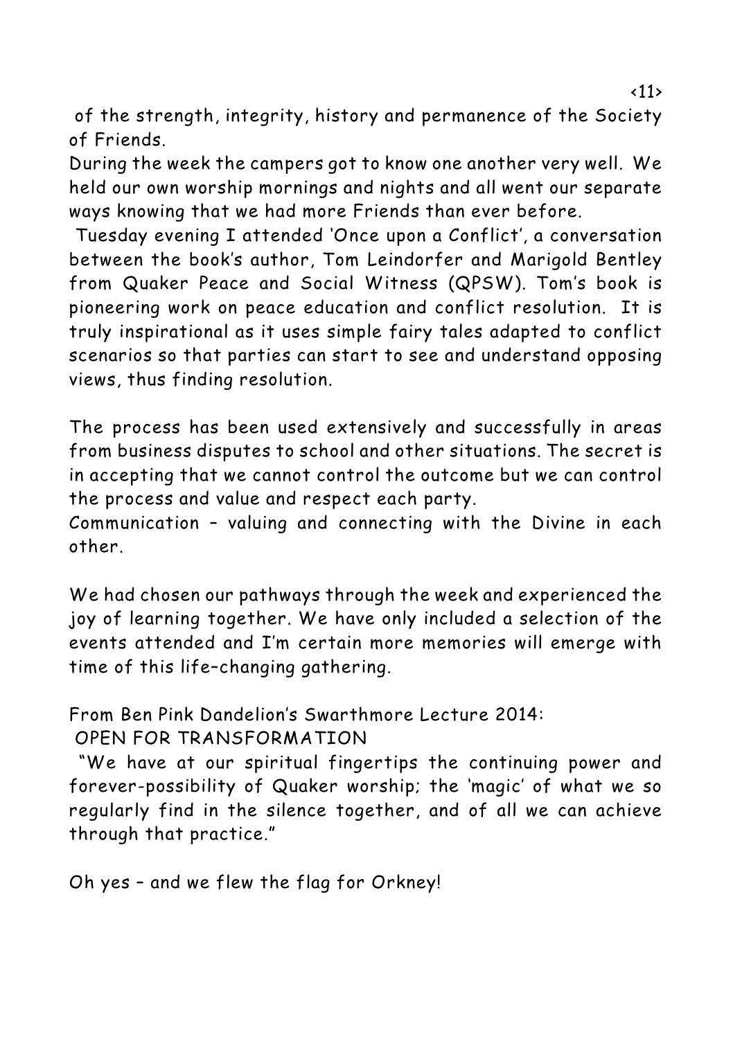of the strength, integrity, history and permanence of the Society of Friends.

During the week the campers got to know one another very well. We held our own worship mornings and nights and all went our separate ways knowing that we had more Friends than ever before.

Tuesday evening I attended 'Once upon a Conflict', a conversation between the book's author, Tom Leindorfer and Marigold Bentley from Quaker Peace and Social Witness (QPSW). Tom's book is pioneering work on peace education and conflict resolution. It is truly inspirational as it uses simple fairy tales adapted to conflict scenarios so that parties can start to see and understand opposing views, thus finding resolution.

The process has been used extensively and successfully in areas from business disputes to school and other situations. The secret is in accepting that we cannot control the outcome but we can control the process and value and respect each party.

Communication – valuing and connecting with the Divine in each other.

We had chosen our pathways through the week and experienced the joy of learning together. We have only included a selection of the events attended and I'm certain more memories will emerge with time of this life-changing gathering.

From Ben Pink Dandelion's Swarthmore Lecture 2014:
OPEN FOR TRANSFORMATION

"We have at our spiritual fingertips the continuing power and forever-possibility of Quaker worship; the 'magic' of what we so regularly find in the silence together, and of all we can achieve through that practice."

Oh yes – and we flew the flag for Orkney!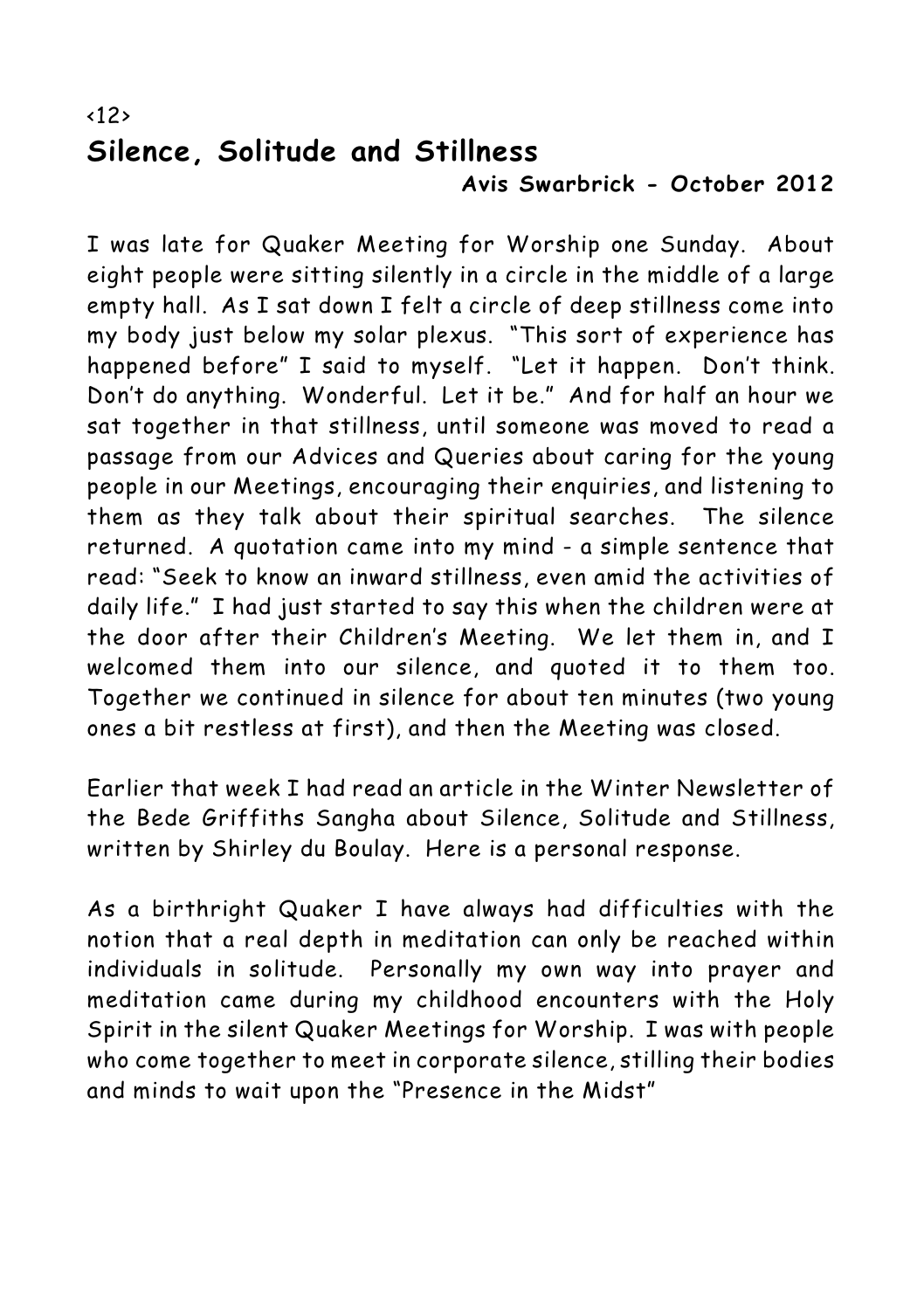<12>

# Silence, Solitude and Stillness

**Avis Swarbrick - October 2012**

I was late for Quaker Meeting for Worship one Sunday. About eight people were sitting silently in a circle in the middle of a large empty hall. As I sat down I felt a circle of deep stillness come into my body just below my solar plexus. "This sort of experience has happened before" I said to myself. "Let it happen. Don't think. Don't do anything. Wonderful. Let it be." And for half an hour we sat together in that stillness, until someone was moved to read a passage from our Advices and Queries about caring for the young people in our Meetings, encouraging their enquiries, and listening to them as they talk about their spiritual searches. The silence returned. A quotation came into my mind - a simple sentence that read: "Seek to know an inward stillness, even amid the activities of daily life." I had just started to say this when the children were at the door after their Children's Meeting. We let them in, and I welcomed them into our silence, and quoted it to them too. Together we continued in silence for about ten minutes (two young ones a bit restless at first), and then the Meeting was closed.

Earlier that week I had read an article in the Winter Newsletter of the Bede Griffiths Sangha about Silence, Solitude and Stillness, written by Shirley du Boulay. Here is a personal response.

As a birthright Quaker I have always had difficulties with the notion that a real depth in meditation can only be reached within individuals in solitude. Personally my own way into prayer and meditation came during my childhood encounters with the Holy Spirit in the silent Quaker Meetings for Worship. I was with people who come together to meet in corporate silence, stilling their bodies and minds to wait upon the "Presence in the Midst"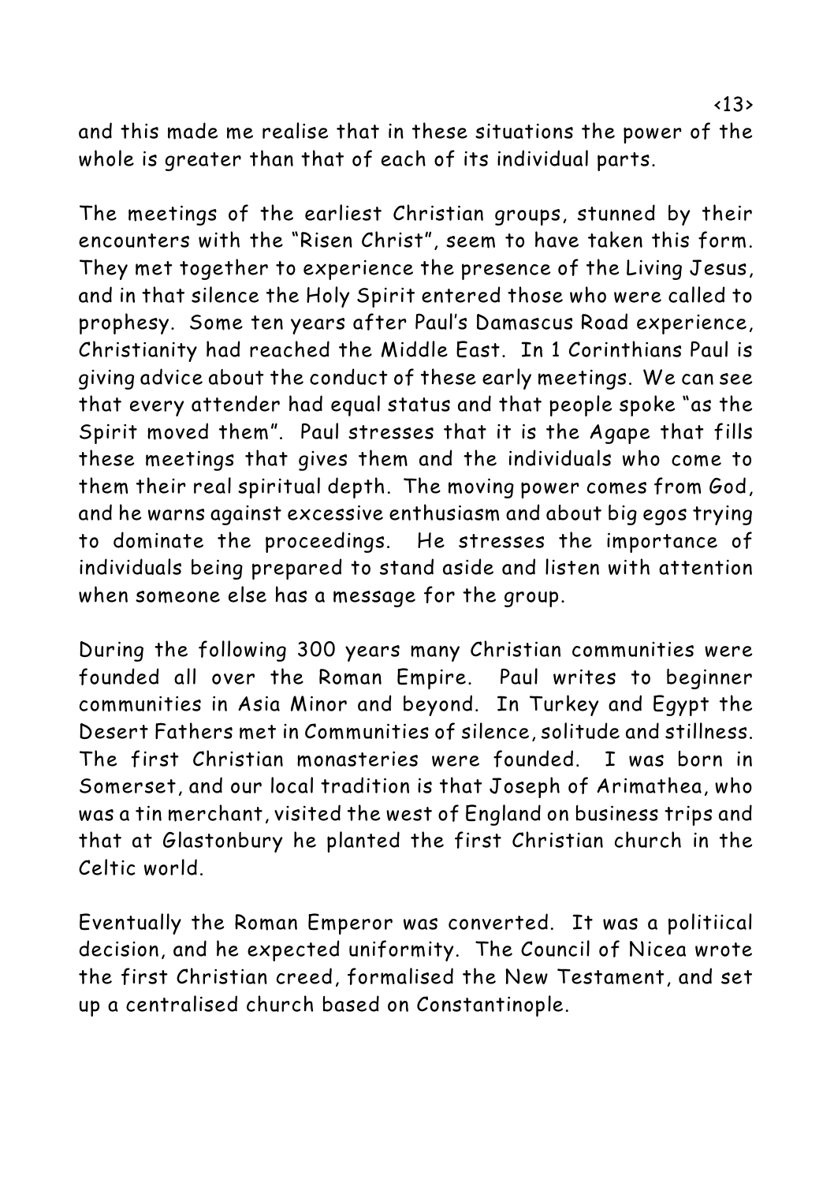and this made me realise that in these situations the power of the whole is greater than that of each of its individual parts.

The meetings of the earliest Christian groups, stunned by their encounters with the "Risen Christ", seem to have taken this form. They met together to experience the presence of the Living Jesus, and in that silence the Holy Spirit entered those who were called to prophesy. Some ten years after Paul's Damascus Road experience, Christianity had reached the Middle East. In 1 Corinthians Paul is giving advice about the conduct of these early meetings. We can see that every attender had equal status and that people spoke "as the Spirit moved them". Paul stresses that it is the Agape that fills these meetings that gives them and the individuals who come to them their real spiritual depth. The moving power comes from God, and he warns against excessive enthusiasm and about big egos trying to dominate the proceedings. He stresses the importance of individuals being prepared to stand aside and listen with attention when someone else has a message for the group.

During the following 300 years many Christian communities were founded all over the Roman Empire. Paul writes to beginner communities in Asia Minor and beyond. In Turkey and Egypt the Desert Fathers met in Communities of silence, solitude and stillness. The first Christian monasteries were founded. I was born in Somerset, and our local tradition is that Joseph of Arimathea, who was a tin merchant, visited the west of England on business trips and that at Glastonbury he planted the first Christian church in the Celtic world.

Eventually the Roman Emperor was converted. It was a politiical decision, and he expected uniformity. The Council of Nicea wrote the first Christian creed, formalised the New Testament, and set up a centralised church based on Constantinople.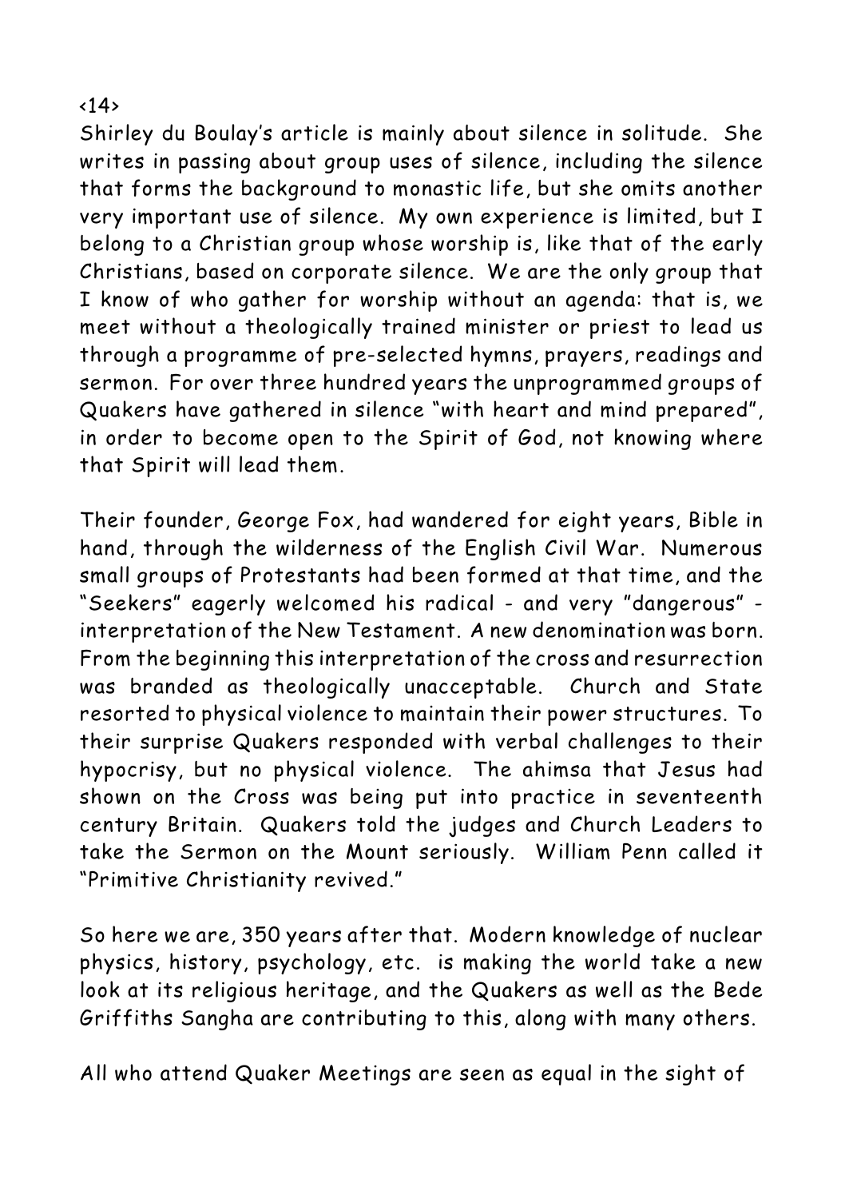Shirley du Boulay's article is mainly about silence in solitude. She writes in passing about group uses of silence, including the silence that forms the background to monastic life, but she omits another very important use of silence. My own experience is limited, but I belong to a Christian group whose worship is, like that of the early Christians, based on corporate silence. We are the only group that I know of who gather for worship without an agenda: that is, we meet without a theologically trained minister or priest to lead us through a programme of pre-selected hymns, prayers, readings and sermon. For over three hundred years the unprogrammed groups of Quakers have gathered in silence "with heart and mind prepared", in order to become open to the Spirit of God, not knowing where that Spirit will lead them.

Their founder, George Fox, had wandered for eight years, Bible in hand, through the wilderness of the English Civil War. Numerous small groups of Protestants had been formed at that time, and the "Seekers" eagerly welcomed his radical - and very "dangerous" - interpretation of the New Testament. A new denomination was born. From the beginning this interpretation of the cross and resurrection was branded as theologically unacceptable. Church and State resorted to physical violence to maintain their power structures. To their surprise Quakers responded with verbal challenges to their hypocrisy, but no physical violence. The ahimsa that Jesus had shown on the Cross was being put into practice in seventeenth century Britain. Quakers told the judges and Church Leaders to take the Sermon on the Mount seriously. William Penn called it "Primitive Christianity revived."

So here we are, 350 years after that. Modern knowledge of nuclear physics, history, psychology, etc. is making the world take a new look at its religious heritage, and the Quakers as well as the Bede Griffiths Sangha are contributing to this, along with many others.

All who attend Quaker Meetings are seen as equal in the sight of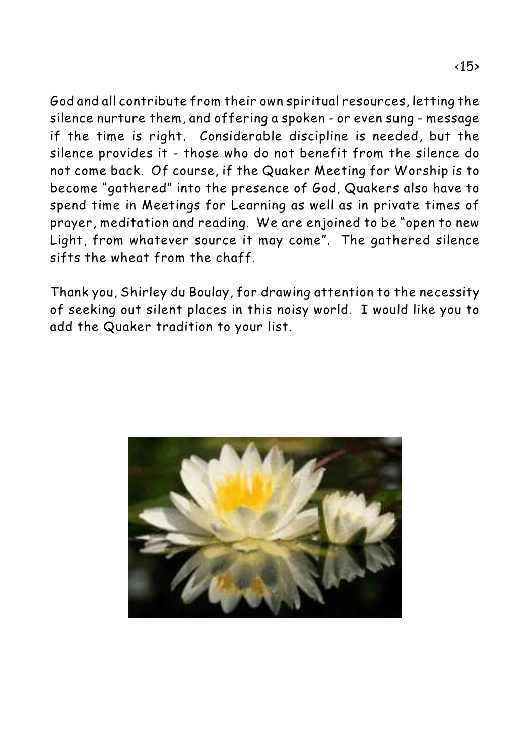God and all contribute from their own spiritual resources, letting the silence nurture them, and offering a spoken - or even sung - message if the time is right. Considerable discipline is needed, but the silence provides it - those who do not benefit from the silence do not come back. Of course, if the Quaker Meeting for Worship is to become "gathered" into the presence of God, Quakers also have to spend time in Meetings for Learning as well as in private times of prayer, meditation and reading. We are enjoined to be "open to new Light, from whatever source it may come". The gathered silence sifts the wheat from the chaff.

Thank you, Shirley du Boulay, for drawing attention to the necessity of seeking out silent places in this noisy world. I would like you to add the Quaker tradition to your list.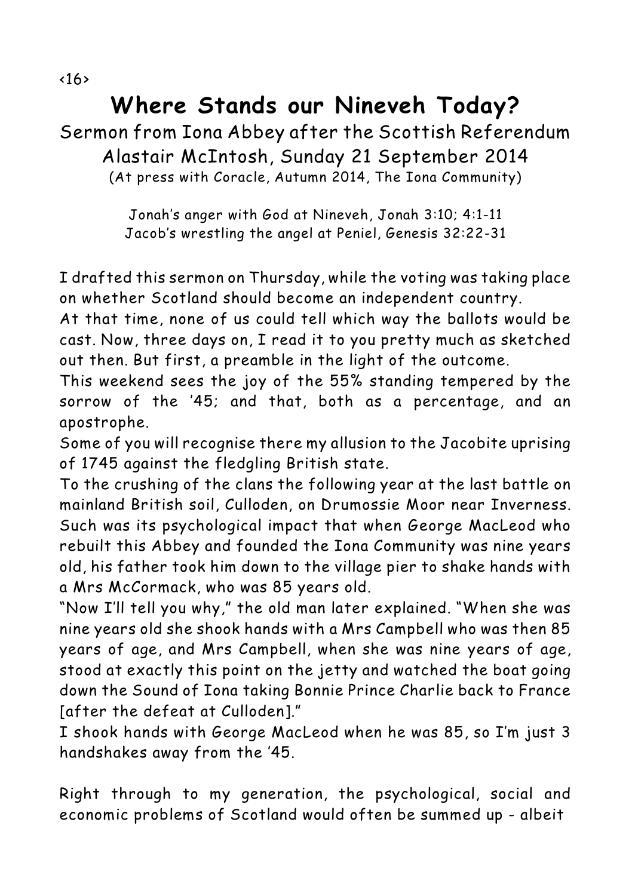# Where Stands our Nineveh Today?

Sermon from Iona Abbey after the Scottish Referendum
Alastair McIntosh, Sunday 21 September 2014
(At press with Coracle, Autumn 2014, The Iona Community)

Jonah's anger with God at Nineveh, Jonah 3:10; 4:1-11
Jacob's wrestling the angel at Peniel, Genesis 32:22-31

I drafted this sermon on Thursday, while the voting was taking place on whether Scotland should become an independent country.

At that time, none of us could tell which way the ballots would be cast. Now, three days on, I read it to you pretty much as sketched out then. But first, a preamble in the light of the outcome.

This weekend sees the joy of the 55% standing tempered by the sorrow of the '45; and that, both as a percentage, and an apostrophe.

Some of you will recognise there my allusion to the Jacobite uprising of 1745 against the fledgling British state.

To the crushing of the clans the following year at the last battle on mainland British soil, Culloden, on Drumossie Moor near Inverness.

Such was its psychological impact that when George MacLeod who rebuilt this Abbey and founded the Iona Community was nine years old, his father took him down to the village pier to shake hands with a Mrs McCormack, who was 85 years old.

"Now I'll tell you why," the old man later explained. "When she was nine years old she shook hands with a Mrs Campbell who was then 85 years of age, and Mrs Campbell, when she was nine years of age, stood at exactly this point on the jetty and watched the boat going down the Sound of Iona taking Bonnie Prince Charlie back to France [after the defeat at Culloden]."

I shook hands with George MacLeod when he was 85, so I'm just 3 handshakes away from the '45.

Right through to my generation, the psychological, social and economic problems of Scotland would often be summed up - albeit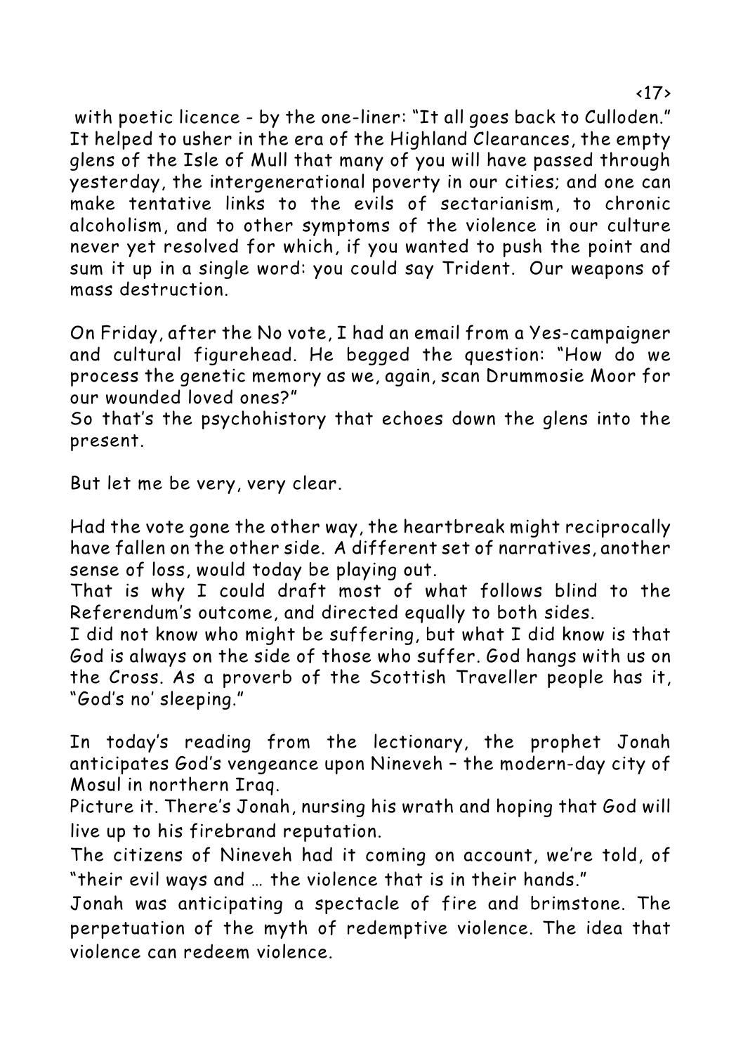with poetic licence - by the one-liner: "It all goes back to Culloden." It helped to usher in the era of the Highland Clearances, the empty glens of the Isle of Mull that many of you will have passed through yesterday, the intergenerational poverty in our cities; and one can make tentative links to the evils of sectarianism, to chronic alcoholism, and to other symptoms of the violence in our culture never yet resolved for which, if you wanted to push the point and sum it up in a single word: you could say Trident. Our weapons of mass destruction.

On Friday, after the No vote, I had an email from a Yes-campaigner and cultural figurehead. He begged the question: "How do we process the genetic memory as we, again, scan Drummosie Moor for our wounded loved ones?"
So that's the psychohistory that echoes down the glens into the present.

But let me be very, very clear.

Had the vote gone the other way, the heartbreak might reciprocally have fallen on the other side. A different set of narratives, another sense of loss, would today be playing out.
That is why I could draft most of what follows blind to the Referendum's outcome, and directed equally to both sides.
I did not know who might be suffering, but what I did know is that God is always on the side of those who suffer. God hangs with us on the Cross. As a proverb of the Scottish Traveller people has it, "God's no' sleeping."

In today's reading from the lectionary, the prophet Jonah anticipates God's vengeance upon Nineveh – the modern-day city of Mosul in northern Iraq.
Picture it. There's Jonah, nursing his wrath and hoping that God will live up to his firebrand reputation.
The citizens of Nineveh had it coming on account, we're told, of "their evil ways and … the violence that is in their hands."
Jonah was anticipating a spectacle of fire and brimstone. The perpetuation of the myth of redemptive violence. The idea that violence can redeem violence.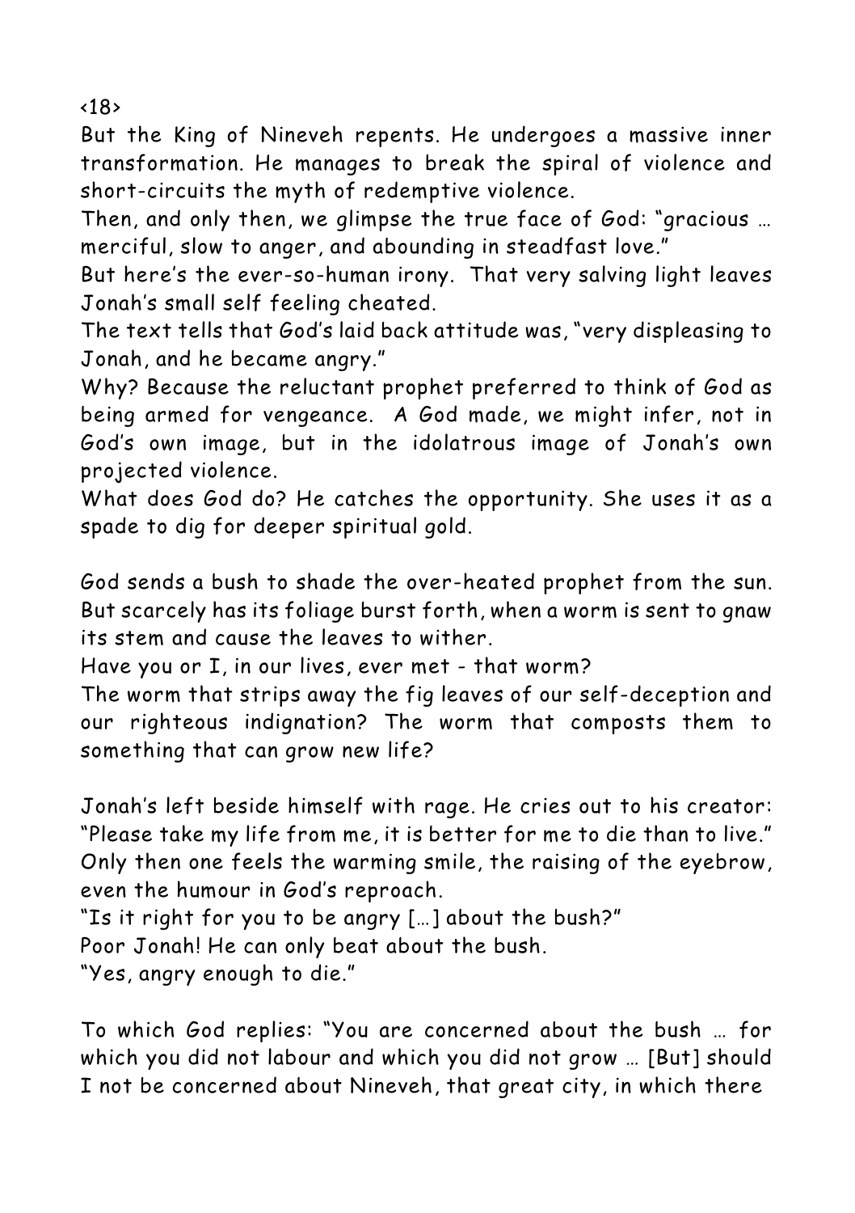<18>

But the King of Nineveh repents. He undergoes a massive inner transformation. He manages to break the spiral of violence and short-circuits the myth of redemptive violence.

Then, and only then, we glimpse the true face of God: "gracious … merciful, slow to anger, and abounding in steadfast love."

But here's the ever-so-human irony. That very salving light leaves Jonah's small self feeling cheated.

The text tells that God's laid back attitude was, "very displeasing to Jonah, and he became angry."

Why? Because the reluctant prophet preferred to think of God as being armed for vengeance. A God made, we might infer, not in God's own image, but in the idolatrous image of Jonah's own projected violence.

What does God do? He catches the opportunity. She uses it as a spade to dig for deeper spiritual gold.

God sends a bush to shade the over-heated prophet from the sun. But scarcely has its foliage burst forth, when a worm is sent to gnaw its stem and cause the leaves to wither.

Have you or I, in our lives, ever met - that worm?

The worm that strips away the fig leaves of our self-deception and our righteous indignation? The worm that composts them to something that can grow new life?

Jonah's left beside himself with rage. He cries out to his creator: "Please take my life from me, it is better for me to die than to live."

Only then one feels the warming smile, the raising of the eyebrow, even the humour in God's reproach.

"Is it right for you to be angry […] about the bush?"

Poor Jonah! He can only beat about the bush.

"Yes, angry enough to die."

To which God replies: "You are concerned about the bush … for which you did not labour and which you did not grow … [But] should I not be concerned about Nineveh, that great city, in which there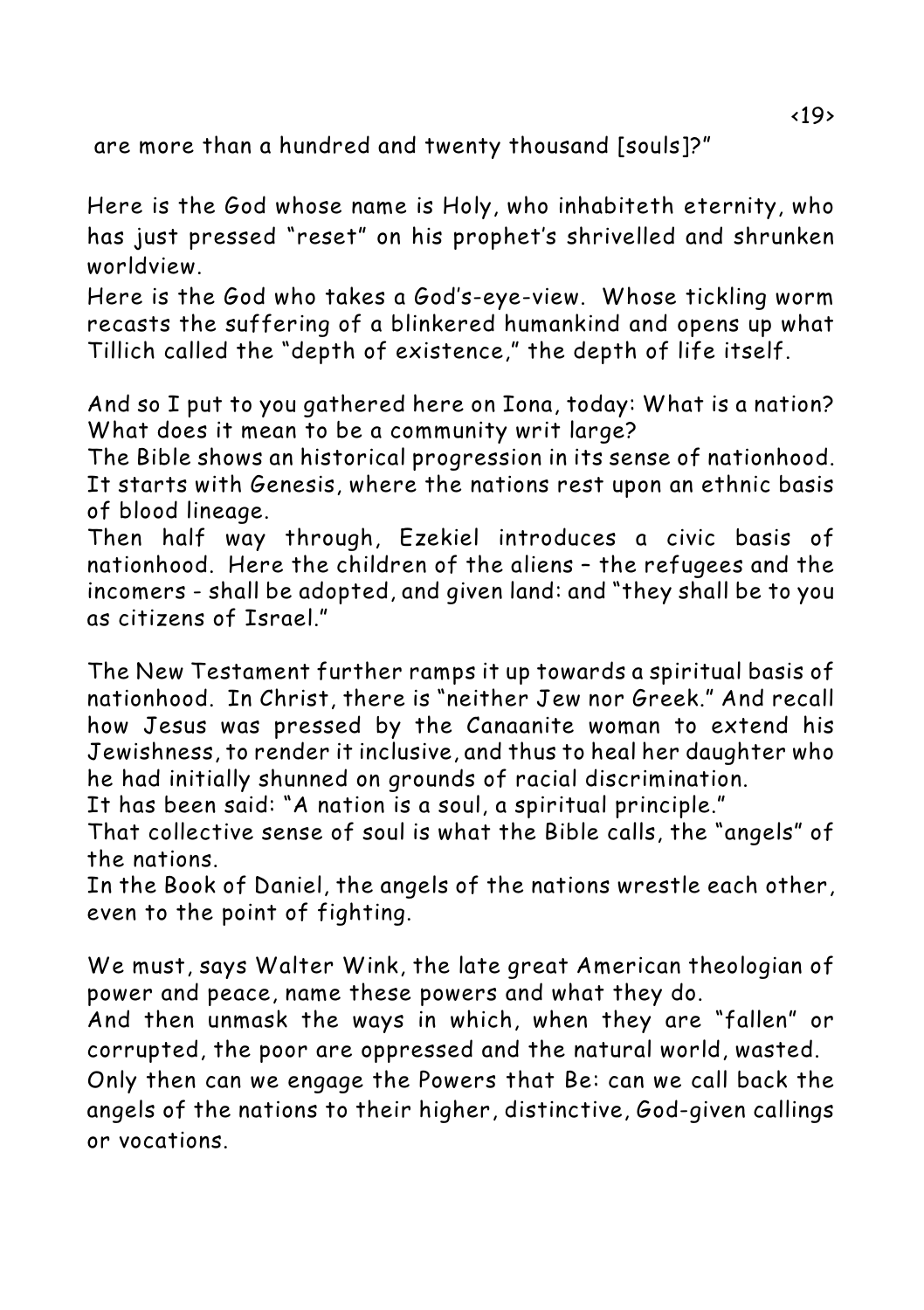are more than a hundred and twenty thousand [souls]?"

Here is the God whose name is Holy, who inhabiteth eternity, who has just pressed "reset" on his prophet's shrivelled and shrunken worldview.
Here is the God who takes a God's-eye-view. Whose tickling worm recasts the suffering of a blinkered humankind and opens up what Tillich called the "depth of existence," the depth of life itself.

And so I put to you gathered here on Iona, today: What is a nation? What does it mean to be a community writ large?
The Bible shows an historical progression in its sense of nationhood. It starts with Genesis, where the nations rest upon an ethnic basis of blood lineage.
Then half way through, Ezekiel introduces a civic basis of nationhood. Here the children of the aliens – the refugees and the incomers - shall be adopted, and given land: and "they shall be to you as citizens of Israel."

The New Testament further ramps it up towards a spiritual basis of nationhood. In Christ, there is "neither Jew nor Greek." And recall how Jesus was pressed by the Canaanite woman to extend his Jewishness, to render it inclusive, and thus to heal her daughter who he had initially shunned on grounds of racial discrimination.
It has been said: "A nation is a soul, a spiritual principle."
That collective sense of soul is what the Bible calls, the "angels" of the nations.
In the Book of Daniel, the angels of the nations wrestle each other, even to the point of fighting.

We must, says Walter Wink, the late great American theologian of power and peace, name these powers and what they do.
And then unmask the ways in which, when they are "fallen" or corrupted, the poor are oppressed and the natural world, wasted.
Only then can we engage the Powers that Be: can we call back the angels of the nations to their higher, distinctive, God-given callings or vocations.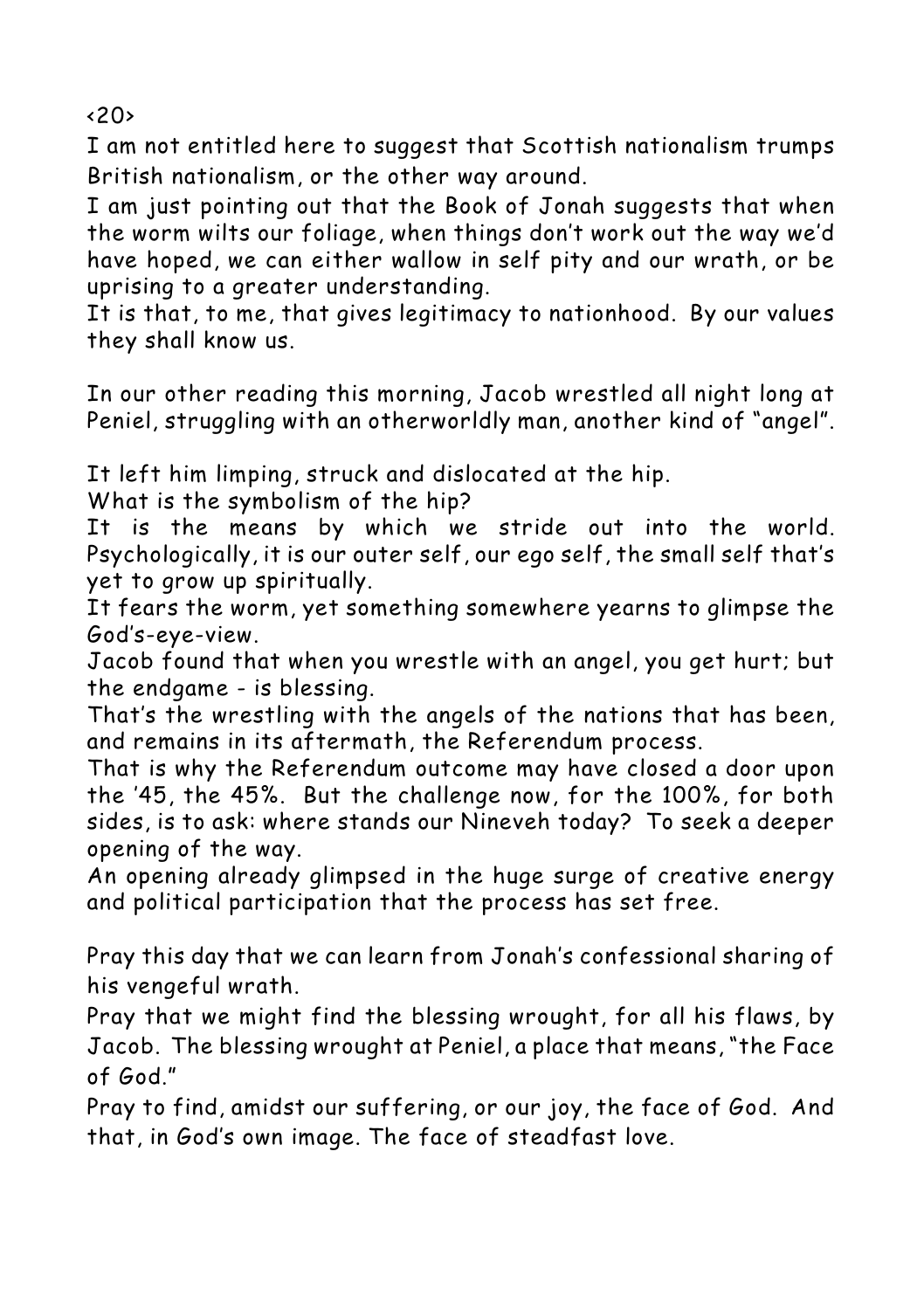I am not entitled here to suggest that Scottish nationalism trumps British nationalism, or the other way around.
I am just pointing out that the Book of Jonah suggests that when the worm wilts our foliage, when things don't work out the way we'd have hoped, we can either wallow in self pity and our wrath, or be uprising to a greater understanding.
It is that, to me, that gives legitimacy to nationhood. By our values they shall know us.

In our other reading this morning, Jacob wrestled all night long at Peniel, struggling with an otherworldly man, another kind of "angel".

It left him limping, struck and dislocated at the hip.
What is the symbolism of the hip?
It is the means by which we stride out into the world. Psychologically, it is our outer self, our ego self, the small self that's yet to grow up spiritually.
It fears the worm, yet something somewhere yearns to glimpse the God's-eye-view.
Jacob found that when you wrestle with an angel, you get hurt; but the endgame - is blessing.
That's the wrestling with the angels of the nations that has been, and remains in its aftermath, the Referendum process.
That is why the Referendum outcome may have closed a door upon the '45, the 45%. But the challenge now, for the 100%, for both sides, is to ask: where stands our Nineveh today? To seek a deeper opening of the way.
An opening already glimpsed in the huge surge of creative energy and political participation that the process has set free.

Pray this day that we can learn from Jonah's confessional sharing of his vengeful wrath.
Pray that we might find the blessing wrought, for all his flaws, by Jacob. The blessing wrought at Peniel, a place that means, "the Face of God."
Pray to find, amidst our suffering, or our joy, the face of God. And that, in God's own image. The face of steadfast love.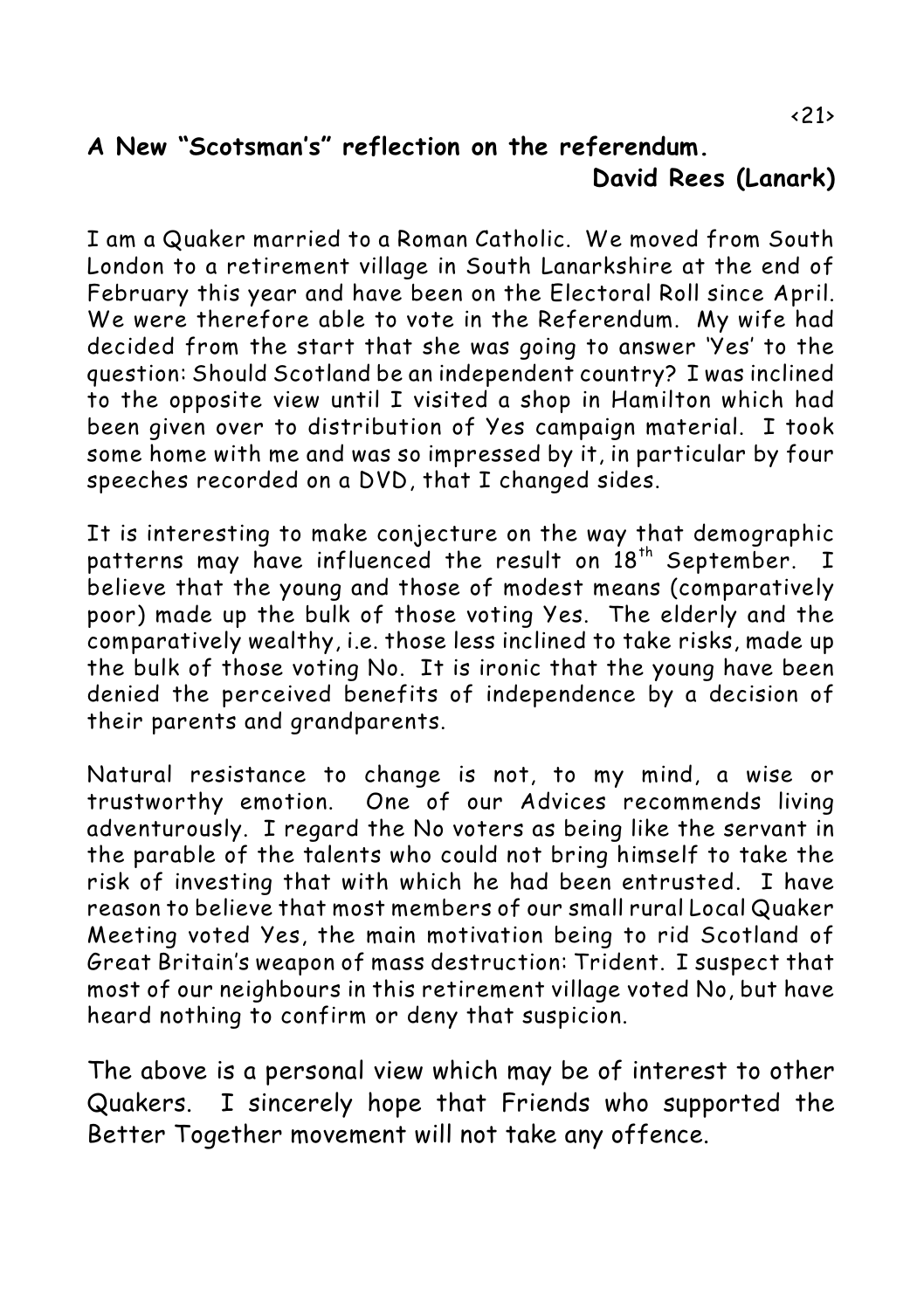## A New "Scotsman's" reflection on the referendum.

**David Rees (Lanark)**

I am a Quaker married to a Roman Catholic. We moved from South London to a retirement village in South Lanarkshire at the end of February this year and have been on the Electoral Roll since April. We were therefore able to vote in the Referendum. My wife had decided from the start that she was going to answer 'Yes' to the question: Should Scotland be an independent country? I was inclined to the opposite view until I visited a shop in Hamilton which had been given over to distribution of Yes campaign material. I took some home with me and was so impressed by it, in particular by four speeches recorded on a DVD, that I changed sides.

It is interesting to make conjecture on the way that demographic patterns may have influenced the result on 18th September. I believe that the young and those of modest means (comparatively poor) made up the bulk of those voting Yes. The elderly and the comparatively wealthy, i.e. those less inclined to take risks, made up the bulk of those voting No. It is ironic that the young have been denied the perceived benefits of independence by a decision of their parents and grandparents.

Natural resistance to change is not, to my mind, a wise or trustworthy emotion. One of our Advices recommends living adventurously. I regard the No voters as being like the servant in the parable of the talents who could not bring himself to take the risk of investing that with which he had been entrusted. I have reason to believe that most members of our small rural Local Quaker Meeting voted Yes, the main motivation being to rid Scotland of Great Britain's weapon of mass destruction: Trident. I suspect that most of our neighbours in this retirement village voted No, but have heard nothing to confirm or deny that suspicion.

The above is a personal view which may be of interest to other Quakers. I sincerely hope that Friends who supported the Better Together movement will not take any offence.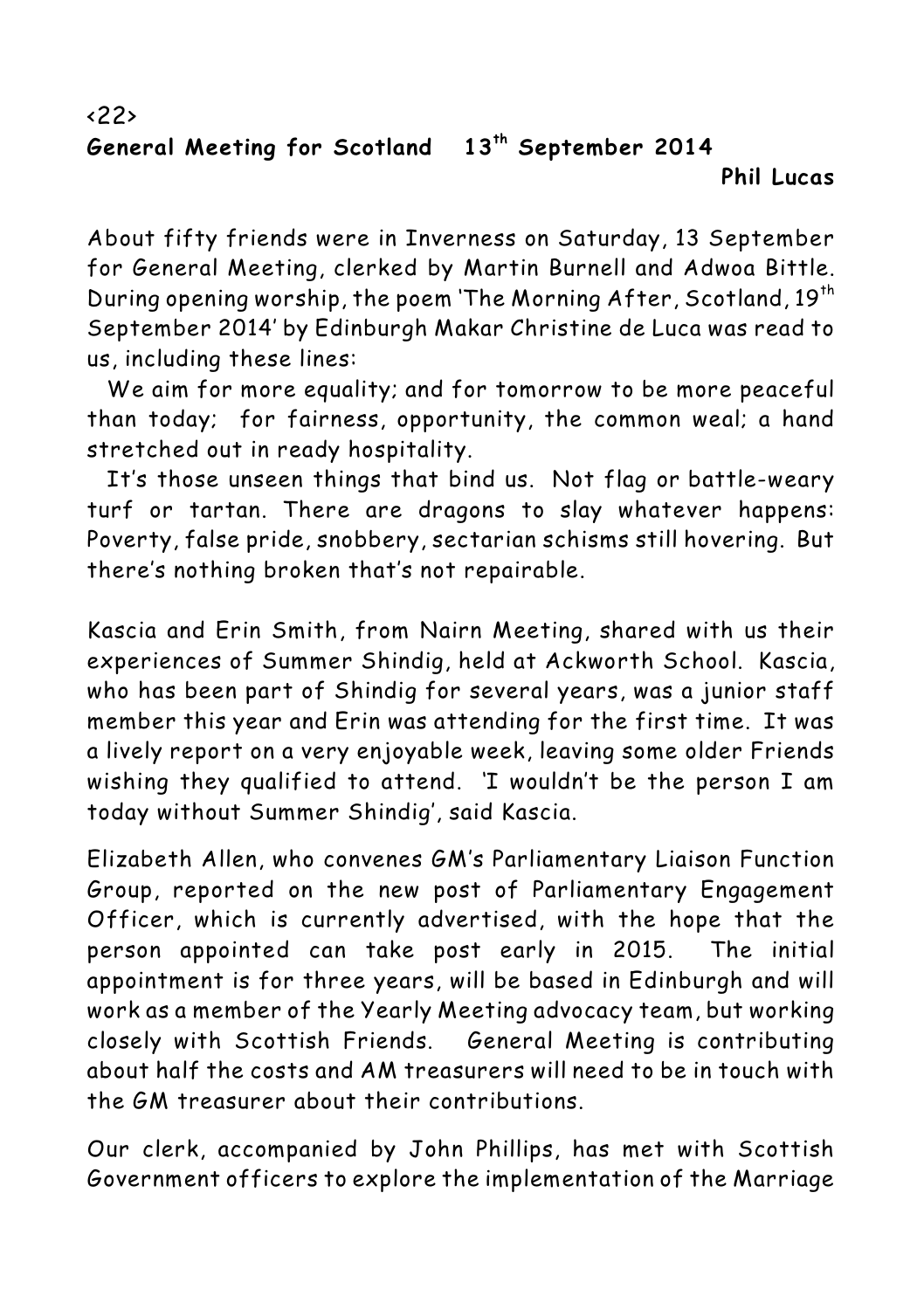<22>

## General Meeting for Scotland 13th September 2014

**Phil Lucas**

About fifty friends were in Inverness on Saturday, 13 September for General Meeting, clerked by Martin Burnell and Adwoa Bittle. During opening worship, the poem 'The Morning After, Scotland, 19th September 2014' by Edinburgh Makar Christine de Luca was read to us, including these lines:

We aim for more equality; and for tomorrow to be more peaceful than today; for fairness, opportunity, the common weal; a hand stretched out in ready hospitality.

It's those unseen things that bind us. Not flag or battle-weary turf or tartan. There are dragons to slay whatever happens: Poverty, false pride, snobbery, sectarian schisms still hovering. But there's nothing broken that's not repairable.

Kascia and Erin Smith, from Nairn Meeting, shared with us their experiences of Summer Shindig, held at Ackworth School. Kascia, who has been part of Shindig for several years, was a junior staff member this year and Erin was attending for the first time. It was a lively report on a very enjoyable week, leaving some older Friends wishing they qualified to attend. 'I wouldn't be the person I am today without Summer Shindig', said Kascia.

Elizabeth Allen, who convenes GM's Parliamentary Liaison Function Group, reported on the new post of Parliamentary Engagement Officer, which is currently advertised, with the hope that the person appointed can take post early in 2015. The initial appointment is for three years, will be based in Edinburgh and will work as a member of the Yearly Meeting advocacy team, but working closely with Scottish Friends. General Meeting is contributing about half the costs and AM treasurers will need to be in touch with the GM treasurer about their contributions.

Our clerk, accompanied by John Phillips, has met with Scottish Government officers to explore the implementation of the Marriage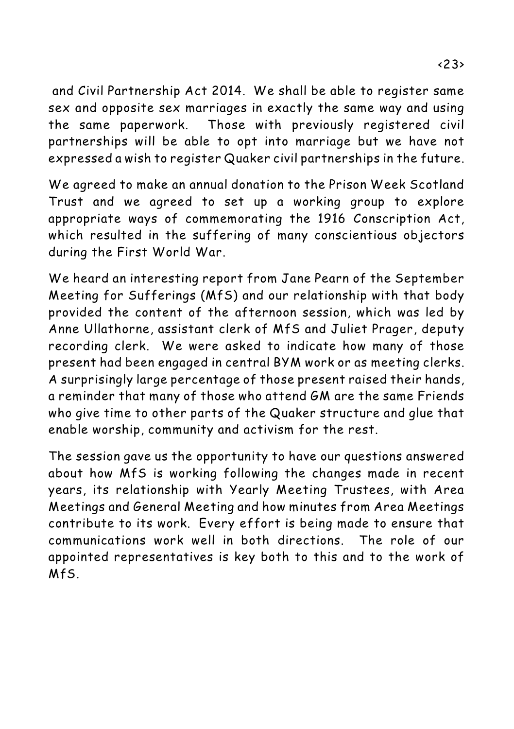and Civil Partnership Act 2014. We shall be able to register same sex and opposite sex marriages in exactly the same way and using the same paperwork. Those with previously registered civil partnerships will be able to opt into marriage but we have not expressed a wish to register Quaker civil partnerships in the future.

We agreed to make an annual donation to the Prison Week Scotland Trust and we agreed to set up a working group to explore appropriate ways of commemorating the 1916 Conscription Act, which resulted in the suffering of many conscientious objectors during the First World War.

We heard an interesting report from Jane Pearn of the September Meeting for Sufferings (MfS) and our relationship with that body provided the content of the afternoon session, which was led by Anne Ullathorne, assistant clerk of MfS and Juliet Prager, deputy recording clerk. We were asked to indicate how many of those present had been engaged in central BYM work or as meeting clerks. A surprisingly large percentage of those present raised their hands, a reminder that many of those who attend GM are the same Friends who give time to other parts of the Quaker structure and glue that enable worship, community and activism for the rest.

The session gave us the opportunity to have our questions answered about how MfS is working following the changes made in recent years, its relationship with Yearly Meeting Trustees, with Area Meetings and General Meeting and how minutes from Area Meetings contribute to its work. Every effort is being made to ensure that communications work well in both directions. The role of our appointed representatives is key both to this and to the work of MfS.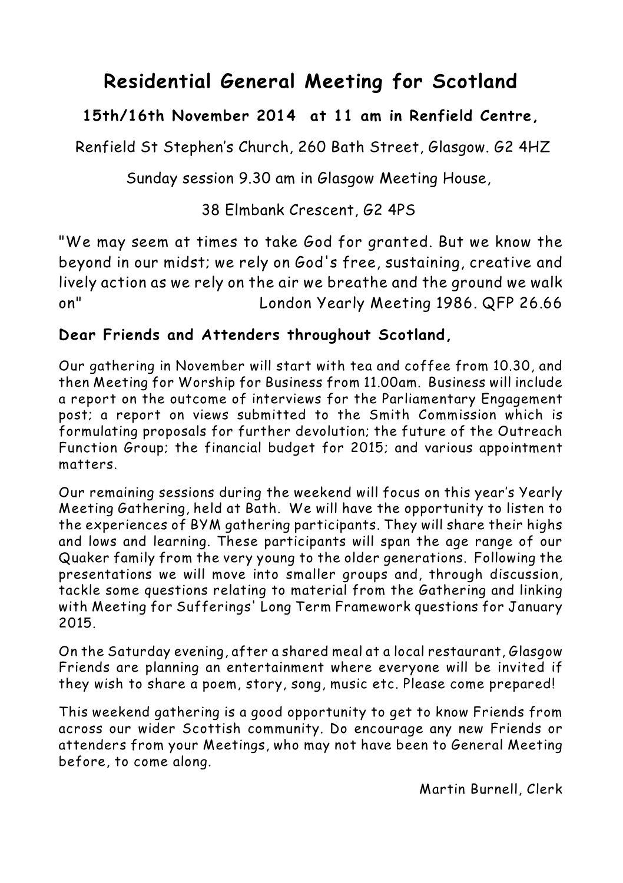# Residential General Meeting for Scotland

**15th/16th November 2014 at 11 am in Renfield Centre,**

Renfield St Stephen's Church, 260 Bath Street, Glasgow. G2 4HZ

Sunday session 9.30 am in Glasgow Meeting House,

38 Elmbank Crescent, G2 4PS

"We may seem at times to take God for granted. But we know the beyond in our midst; we rely on God's free, sustaining, creative and lively action as we rely on the air we breathe and the ground we walk on" London Yearly Meeting 1986. QFP 26.66

**Dear Friends and Attenders throughout Scotland,**

Our gathering in November will start with tea and coffee from 10.30, and then Meeting for Worship for Business from 11.00am. Business will include a report on the outcome of interviews for the Parliamentary Engagement post; a report on views submitted to the Smith Commission which is formulating proposals for further devolution; the future of the Outreach Function Group; the financial budget for 2015; and various appointment matters.

Our remaining sessions during the weekend will focus on this year's Yearly Meeting Gathering, held at Bath. We will have the opportunity to listen to the experiences of BYM gathering participants. They will share their highs and lows and learning. These participants will span the age range of our Quaker family from the very young to the older generations. Following the presentations we will move into smaller groups and, through discussion, tackle some questions relating to material from the Gathering and linking with Meeting for Sufferings' Long Term Framework questions for January 2015.

On the Saturday evening, after a shared meal at a local restaurant, Glasgow Friends are planning an entertainment where everyone will be invited if they wish to share a poem, story, song, music etc. Please come prepared!

This weekend gathering is a good opportunity to get to know Friends from across our wider Scottish community. Do encourage any new Friends or attenders from your Meetings, who may not have been to General Meeting before, to come along.

Martin Burnell, Clerk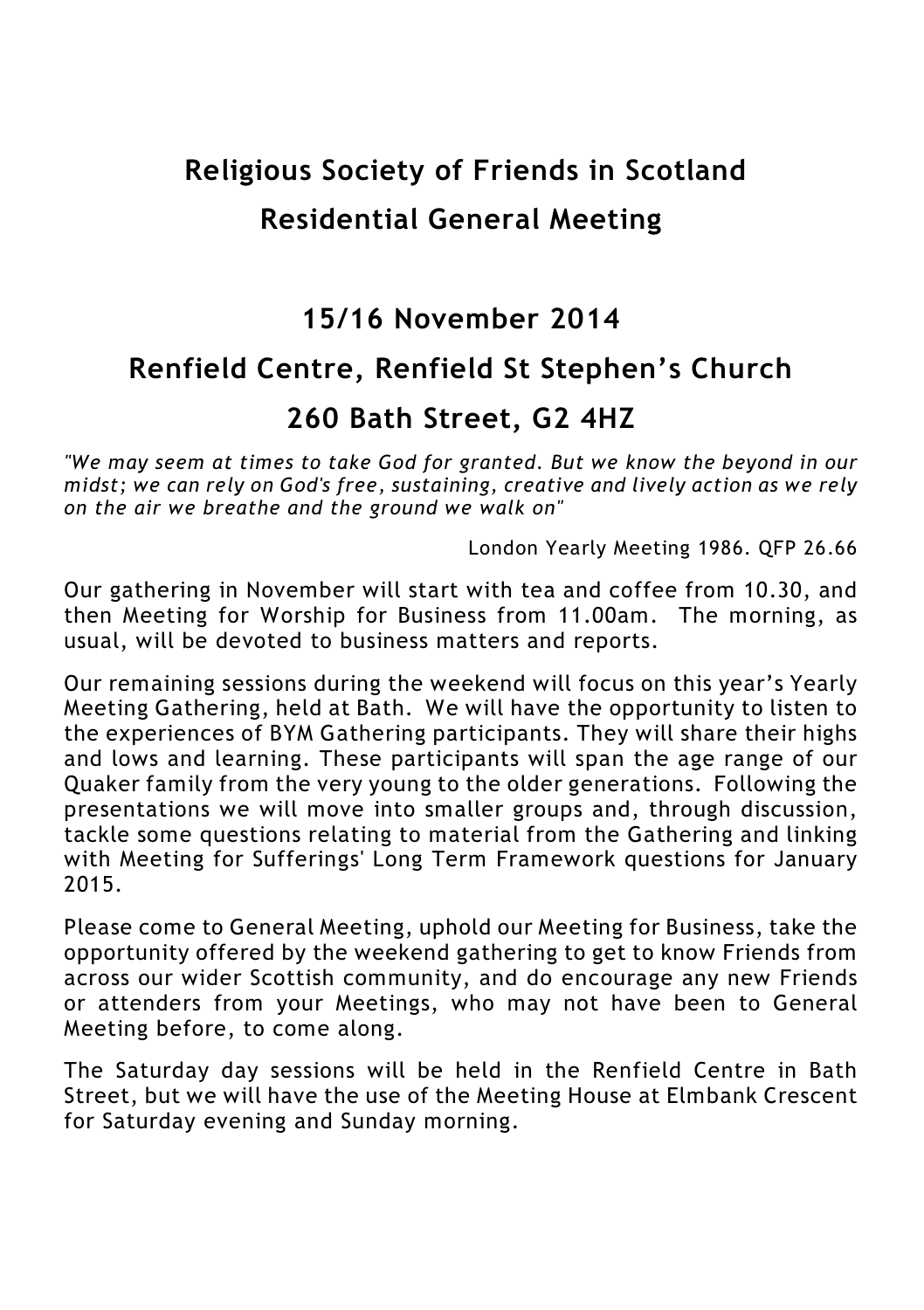# Religious Society of Friends in Scotland

# Residential General Meeting

## 15/16 November 2014

## Renfield Centre, Renfield St Stephen's Church

## 260 Bath Street, G2 4HZ

*"We may seem at times to take God for granted. But we know the beyond in our midst; we can rely on God's free, sustaining, creative and lively action as we rely on the air we breathe and the ground we walk on"*

London Yearly Meeting 1986. QFP 26.66

Our gathering in November will start with tea and coffee from 10.30, and then Meeting for Worship for Business from 11.00am. The morning, as usual, will be devoted to business matters and reports.

Our remaining sessions during the weekend will focus on this year's Yearly Meeting Gathering, held at Bath. We will have the opportunity to listen to the experiences of BYM Gathering participants. They will share their highs and lows and learning. These participants will span the age range of our Quaker family from the very young to the older generations. Following the presentations we will move into smaller groups and, through discussion, tackle some questions relating to material from the Gathering and linking with Meeting for Sufferings' Long Term Framework questions for January 2015.

Please come to General Meeting, uphold our Meeting for Business, take the opportunity offered by the weekend gathering to get to know Friends from across our wider Scottish community, and do encourage any new Friends or attenders from your Meetings, who may not have been to General Meeting before, to come along.

The Saturday day sessions will be held in the Renfield Centre in Bath Street, but we will have the use of the Meeting House at Elmbank Crescent for Saturday evening and Sunday morning.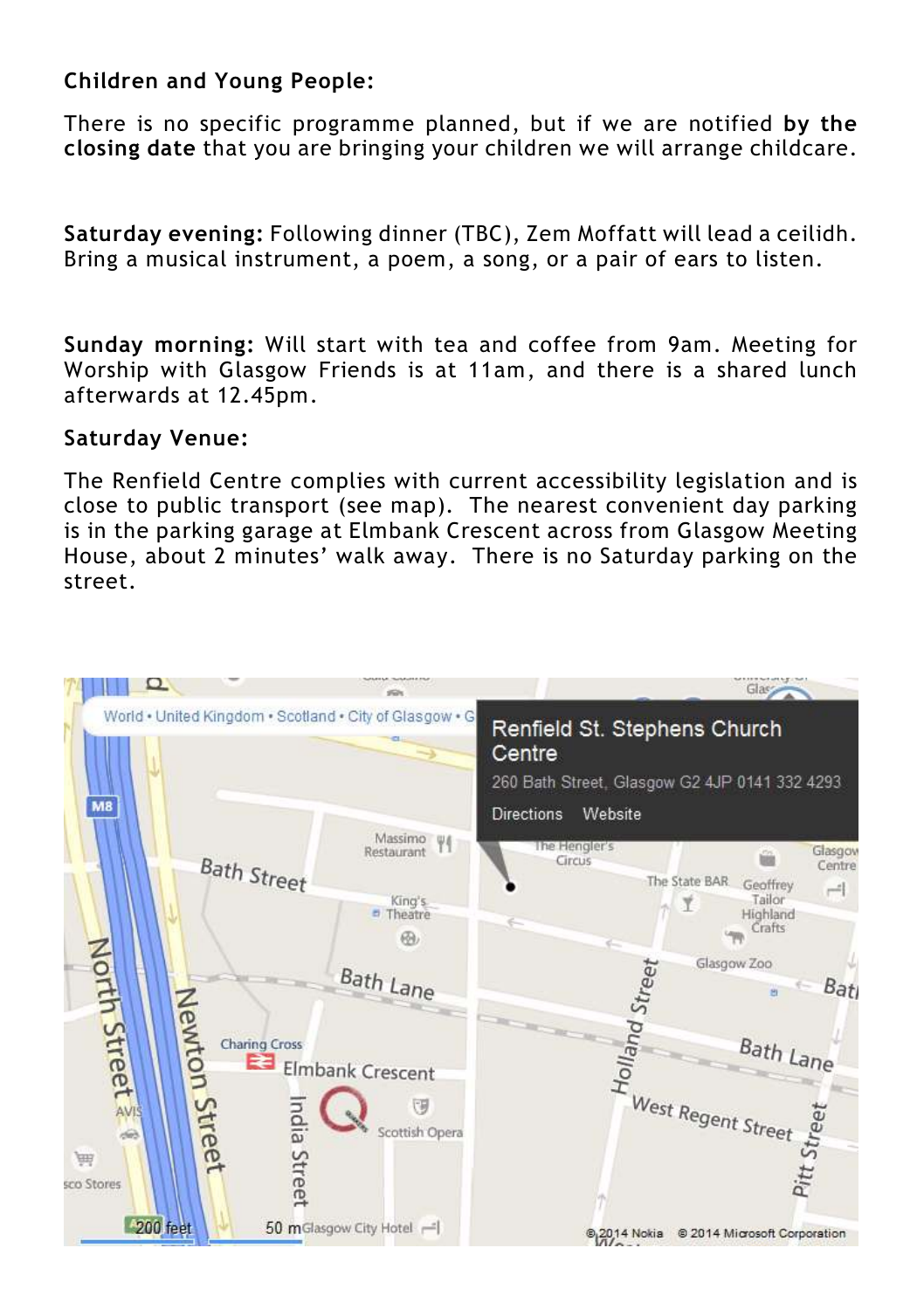**Children and Young People:**

There is no specific programme planned, but if we are notified **by the closing date** that you are bringing your children we will arrange childcare.

**Saturday evening:** Following dinner (TBC), Zem Moffatt will lead a ceilidh. Bring a musical instrument, a poem, a song, or a pair of ears to listen.

**Sunday morning:** Will start with tea and coffee from 9am. Meeting for Worship with Glasgow Friends is at 11am, and there is a shared lunch afterwards at 12.45pm.

**Saturday Venue:**

The Renfield Centre complies with current accessibility legislation and is close to public transport (see map). The nearest convenient day parking is in the parking garage at Elmbank Crescent across from Glasgow Meeting House, about 2 minutes' walk away. There is no Saturday parking on the street.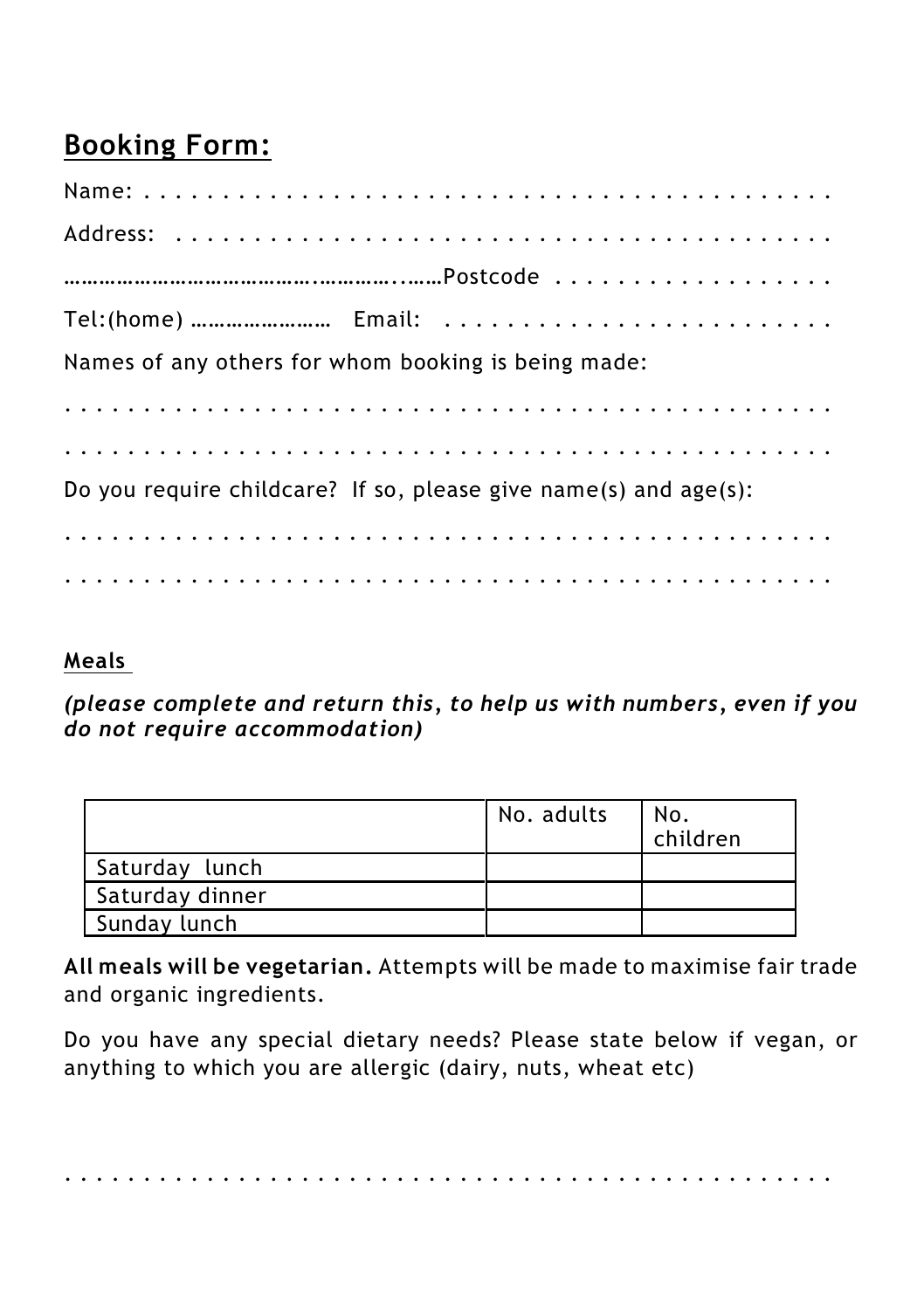## Booking Form:

Name: . . . . . . . . . . . . . . . . . . . . . . . . . . . . . . . . . . . . . . . . . . . .

Address: . . . . . . . . . . . . . . . . . . . . . . . . . . . . . . . . . . . . . . . . . . .

……………………………………..…………..……Postcode . . . . . . . . . . . . . . . . . .

Tel:(home) …………………… Email: . . . . . . . . . . . . . . . . . . . . . . . . . .

Names of any others for whom booking is being made:

. . . . . . . . . . . . . . . . . . . . . . . . . . . . . . . . . . . . . . . . . . . . . . . .

. . . . . . . . . . . . . . . . . . . . . . . . . . . . . . . . . . . . . . . . . . . . . . . .

Do you require childcare? If so, please give name(s) and age(s):

. . . . . . . . . . . . . . . . . . . . . . . . . . . . . . . . . . . . . . . . . . . . . . . .

. . . . . . . . . . . . . . . . . . . . . . . . . . . . . . . . . . . . . . . . . . . . . . . .

**Meals**

***(please complete and return this, to help us with numbers, even if you do not require accommodation)***

| | No. adults | No. children |
|---|---|---|
| Saturday lunch | | |
| Saturday dinner | | |
| Sunday lunch | | |

**All meals will be vegetarian.** Attempts will be made to maximise fair trade and organic ingredients.

Do you have any special dietary needs? Please state below if vegan, or anything to which you are allergic (dairy, nuts, wheat etc)

. . . . . . . . . . . . . . . . . . . . . . . . . . . . . . . . . . . . . . . . . . . . . . . .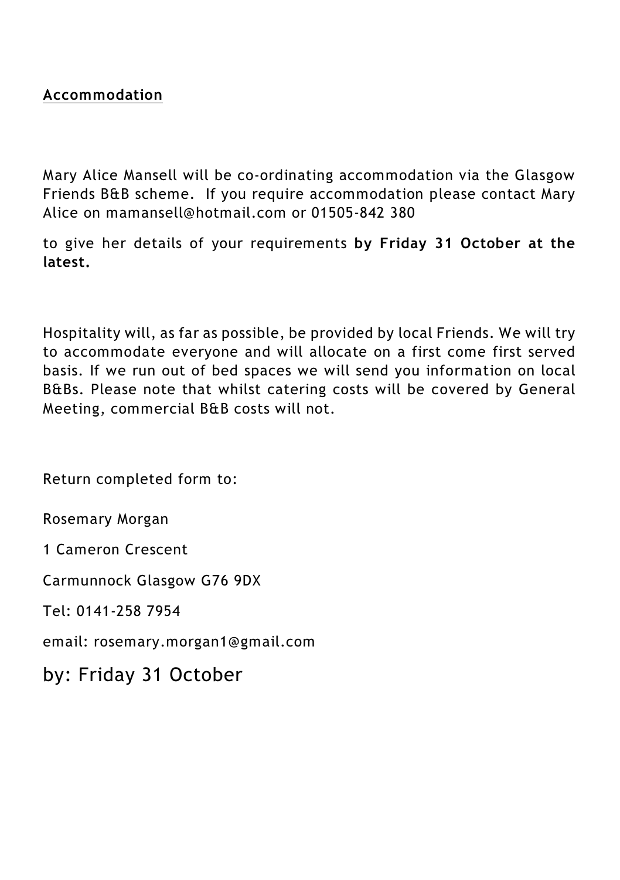**Accommodation**

Mary Alice Mansell will be co-ordinating accommodation via the Glasgow Friends B&B scheme. If you require accommodation please contact Mary Alice on mamansell@hotmail.com or 01505-842 380

to give her details of your requirements **by Friday 31 October at the latest.**

Hospitality will, as far as possible, be provided by local Friends. We will try to accommodate everyone and will allocate on a first come first served basis. If we run out of bed spaces we will send you information on local B&Bs. Please note that whilst catering costs will be covered by General Meeting, commercial B&B costs will not.

Return completed form to:

Rosemary Morgan

1 Cameron Crescent

Carmunnock Glasgow G76 9DX

Tel: 0141-258 7954

email: rosemary.morgan1@gmail.com

by: Friday 31 October